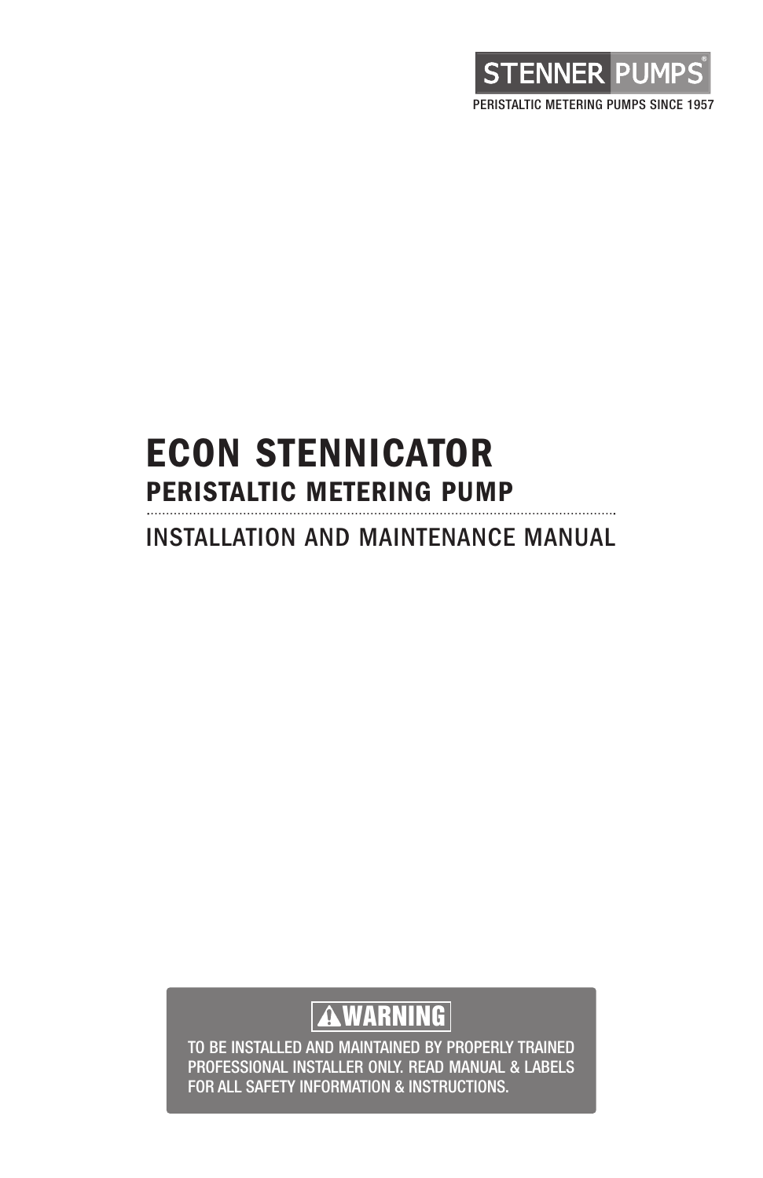STENNER PUMPS®

PERISTALTIC METERING PUMPS SINCE 1957

# ECON STENNICATOR

## PERISTALTIC METERING PUMP

INSTALLATION AND MAINTENANCE MANUAL

**⚠WARNING**

TO BE INSTALLED AND MAINTAINED BY PROPERLY TRAINED PROFESSIONAL INSTALLER ONLY. READ MANUAL & LABELS FOR ALL SAFETY INFORMATION & INSTRUCTIONS.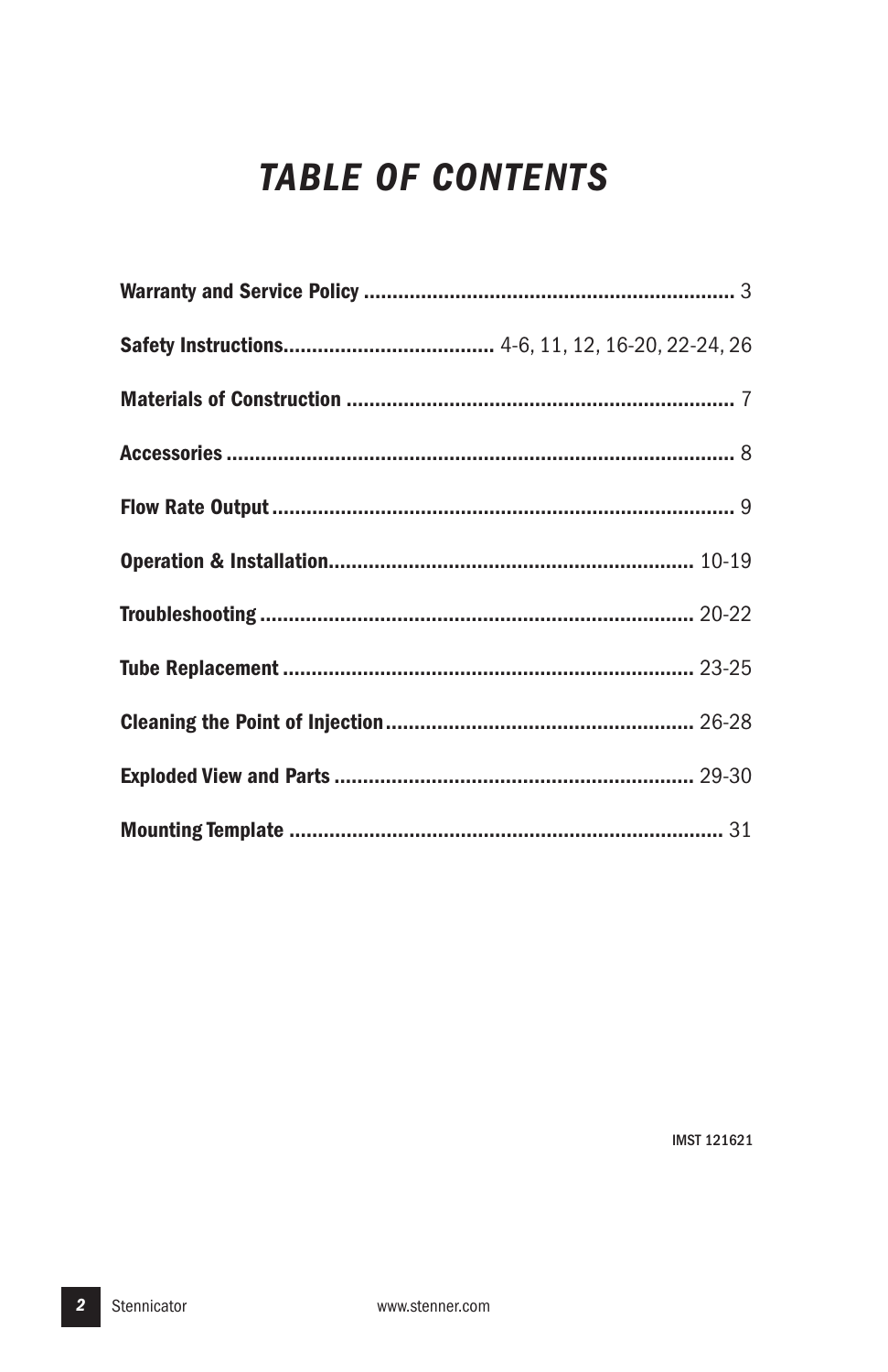# *TABLE OF CONTENTS*

**Warranty and Service Policy** ................................................................ 3

**Safety Instructions**.................................... 4-6, 11, 12, 16-20, 22-24, 26

**Materials of Construction** .................................................................. 7

**Accessories** ....................................................................................... 8

**Flow Rate Output** ............................................................................... 9

**Operation & Installation**............................................................... 10-19

**Troubleshooting** ........................................................................... 20-22

**Tube Replacement** ....................................................................... 23-25

**Cleaning the Point of Injection**..................................................... 26-28

**Exploded View and Parts** .............................................................. 29-30

**Mounting Template** .......................................................................... 31

IMST 121621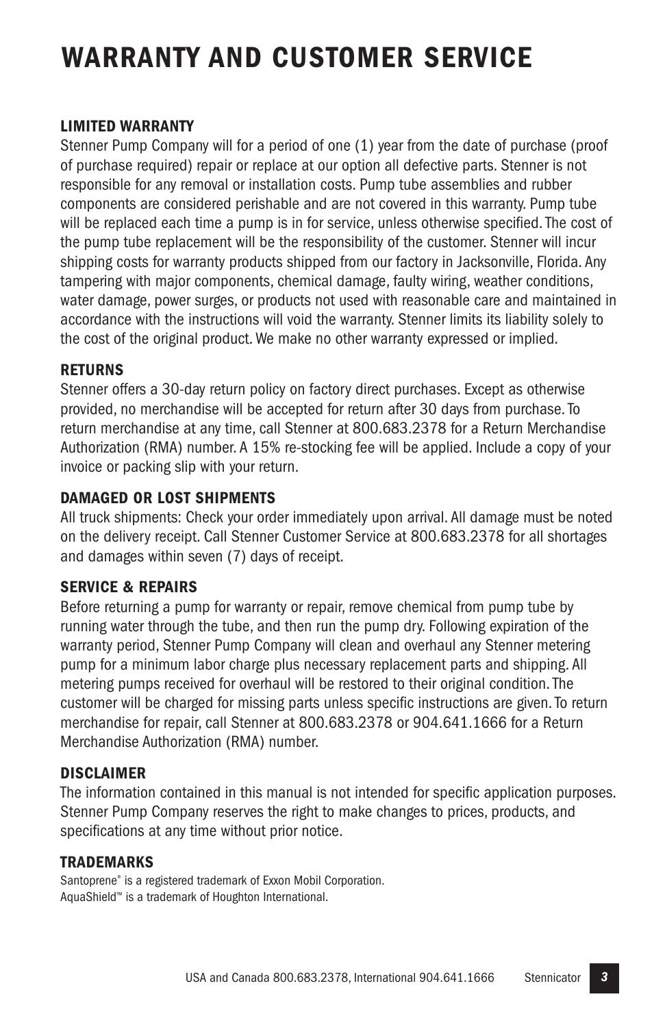# WARRANTY AND CUSTOMER SERVICE

### LIMITED WARRANTY

Stenner Pump Company will for a period of one (1) year from the date of purchase (proof of purchase required) repair or replace at our option all defective parts. Stenner is not responsible for any removal or installation costs. Pump tube assemblies and rubber components are considered perishable and are not covered in this warranty. Pump tube will be replaced each time a pump is in for service, unless otherwise specified. The cost of the pump tube replacement will be the responsibility of the customer. Stenner will incur shipping costs for warranty products shipped from our factory in Jacksonville, Florida. Any tampering with major components, chemical damage, faulty wiring, weather conditions, water damage, power surges, or products not used with reasonable care and maintained in accordance with the instructions will void the warranty. Stenner limits its liability solely to the cost of the original product. We make no other warranty expressed or implied.

### RETURNS

Stenner offers a 30-day return policy on factory direct purchases. Except as otherwise provided, no merchandise will be accepted for return after 30 days from purchase. To return merchandise at any time, call Stenner at 800.683.2378 for a Return Merchandise Authorization (RMA) number. A 15% re-stocking fee will be applied. Include a copy of your invoice or packing slip with your return.

### DAMAGED OR LOST SHIPMENTS

All truck shipments: Check your order immediately upon arrival. All damage must be noted on the delivery receipt. Call Stenner Customer Service at 800.683.2378 for all shortages and damages within seven (7) days of receipt.

### SERVICE & REPAIRS

Before returning a pump for warranty or repair, remove chemical from pump tube by running water through the tube, and then run the pump dry. Following expiration of the warranty period, Stenner Pump Company will clean and overhaul any Stenner metering pump for a minimum labor charge plus necessary replacement parts and shipping. All metering pumps received for overhaul will be restored to their original condition. The customer will be charged for missing parts unless specific instructions are given. To return merchandise for repair, call Stenner at 800.683.2378 or 904.641.1666 for a Return Merchandise Authorization (RMA) number.

### DISCLAIMER

The information contained in this manual is not intended for specific application purposes. Stenner Pump Company reserves the right to make changes to prices, products, and specifications at any time without prior notice.

### TRADEMARKS

Santoprene® is a registered trademark of Exxon Mobil Corporation.
AquaShield™ is a trademark of Houghton International.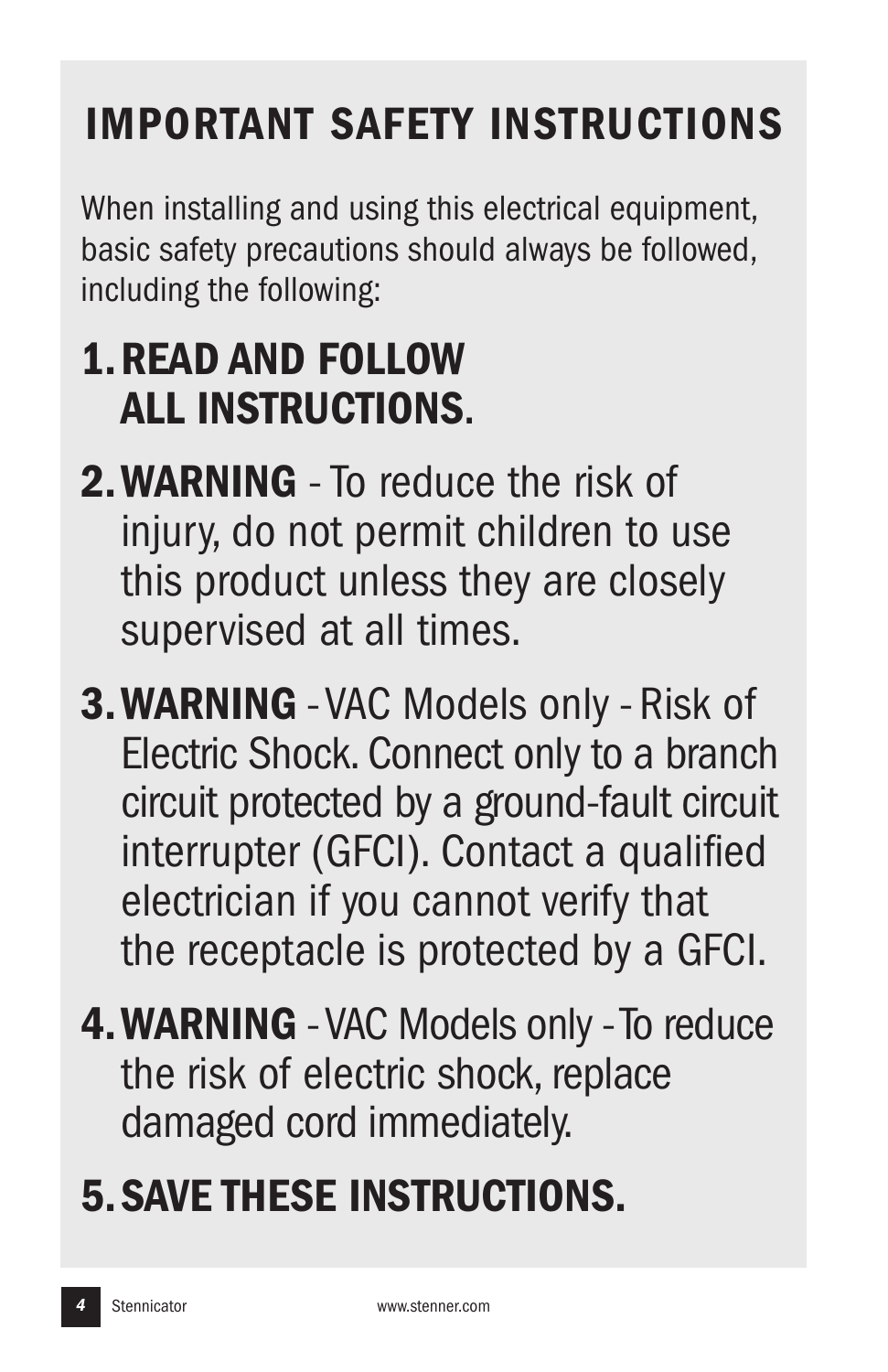# IMPORTANT SAFETY INSTRUCTIONS

When installing and using this electrical equipment, basic safety precautions should always be followed, including the following:

1. **READ AND FOLLOW ALL INSTRUCTIONS**.
2. **WARNING** - To reduce the risk of injury, do not permit children to use this product unless they are closely supervised at all times.
3. **WARNING** - VAC Models only - Risk of Electric Shock. Connect only to a branch circuit protected by a ground-fault circuit interrupter (GFCI). Contact a qualified electrician if you cannot verify that the receptacle is protected by a GFCI.
4. **WARNING** - VAC Models only - To reduce the risk of electric shock, replace damaged cord immediately.
5. **SAVE THESE INSTRUCTIONS.**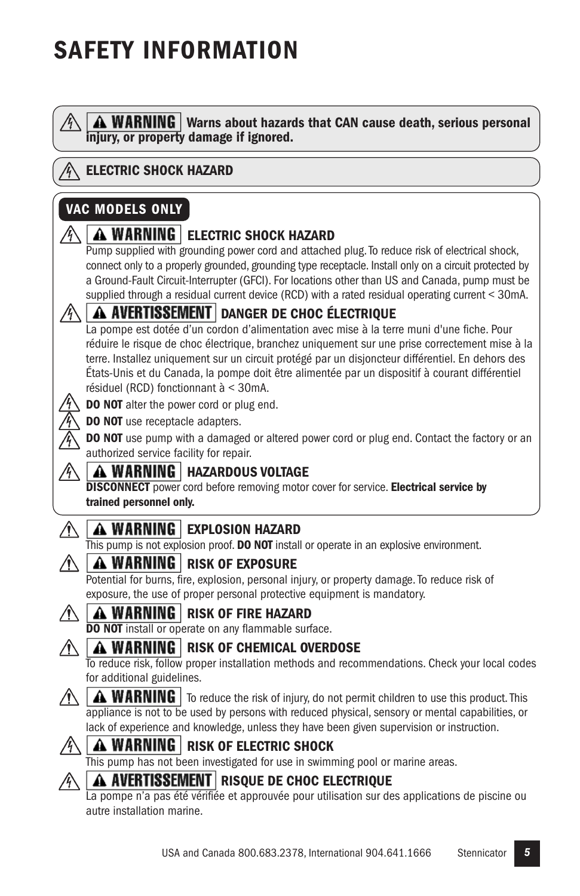# SAFETY INFORMATION

**WARNING** **Warns about hazards that CAN cause death, serious personal injury, or property damage if ignored.**

**ELECTRIC SHOCK HAZARD**

**VAC MODELS ONLY**

**WARNING** **ELECTRIC SHOCK HAZARD**
Pump supplied with grounding power cord and attached plug. To reduce risk of electrical shock, connect only to a properly grounded, grounding type receptacle. Install only on a circuit protected by a Ground-Fault Circuit-Interrupter (GFCI). For locations other than US and Canada, pump must be supplied through a residual current device (RCD) with a rated residual operating current < 30mA.

**AVERTISSEMENT** **DANGER DE CHOC ÉLECTRIQUE**
La pompe est dotée d'un cordon d'alimentation avec mise à la terre muni d'une fiche. Pour réduire le risque de choc électrique, branchez uniquement sur une prise correctement mise à la terre. Installez uniquement sur un circuit protégé par un disjoncteur différentiel. En dehors des États-Unis et du Canada, la pompe doit être alimentée par un dispositif à courant différentiel résiduel (RCD) fonctionnant à < 30mA.

**DO NOT** alter the power cord or plug end.

**DO NOT** use receptacle adapters.

**DO NOT** use pump with a damaged or altered power cord or plug end. Contact the factory or an authorized service facility for repair.

**WARNING** **HAZARDOUS VOLTAGE**
**DISCONNECT** power cord before removing motor cover for service. **Electrical service by trained personnel only.**

**WARNING** **EXPLOSION HAZARD**
This pump is not explosion proof. **DO NOT** install or operate in an explosive environment.

**WARNING** **RISK OF EXPOSURE**
Potential for burns, fire, explosion, personal injury, or property damage. To reduce risk of exposure, the use of proper personal protective equipment is mandatory.

**WARNING** **RISK OF FIRE HAZARD**
**DO NOT** install or operate on any flammable surface.

**WARNING** **RISK OF CHEMICAL OVERDOSE**
To reduce risk, follow proper installation methods and recommendations. Check your local codes for additional guidelines.

**WARNING** To reduce the risk of injury, do not permit children to use this product. This appliance is not to be used by persons with reduced physical, sensory or mental capabilities, or lack of experience and knowledge, unless they have been given supervision or instruction.

**WARNING** **RISK OF ELECTRIC SHOCK**
This pump has not been investigated for use in swimming pool or marine areas.

**AVERTISSEMENT** **RISQUE DE CHOC ELECTRIQUE**
La pompe n'a pas été vérifiée et approuvée pour utilisation sur des applications de piscine ou autre installation marine.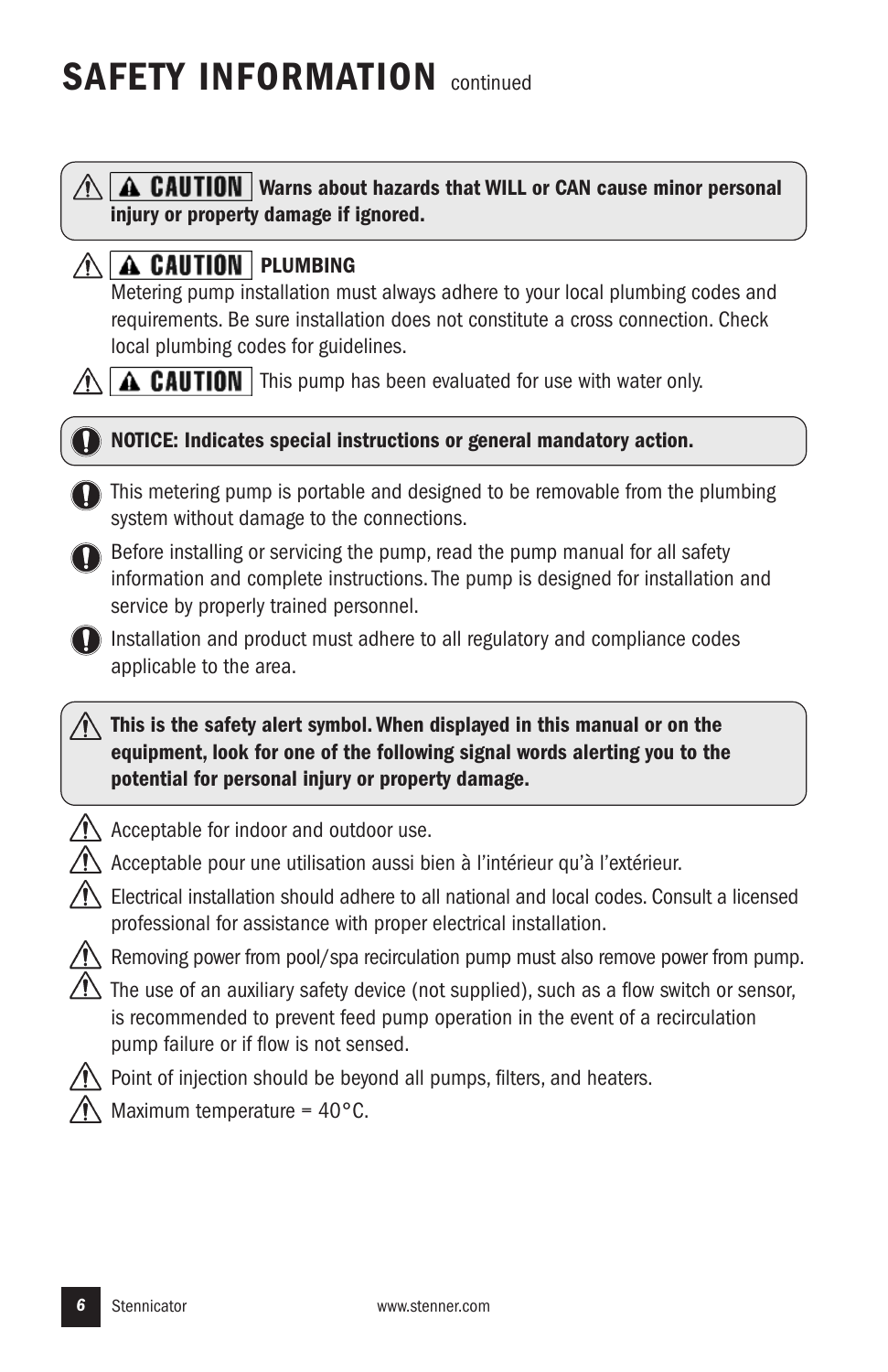# SAFETY INFORMATION continued

⚠ **CAUTION** **Warns about hazards that WILL or CAN cause minor personal injury or property damage if ignored.**

⚠ **CAUTION** **PLUMBING**
Metering pump installation must always adhere to your local plumbing codes and requirements. Be sure installation does not constitute a cross connection. Check local plumbing codes for guidelines.

⚠ **CAUTION** This pump has been evaluated for use with water only.

**NOTICE: Indicates special instructions or general mandatory action.**

- This metering pump is portable and designed to be removable from the plumbing system without damage to the connections.
- Before installing or servicing the pump, read the pump manual for all safety information and complete instructions. The pump is designed for installation and service by properly trained personnel.
- Installation and product must adhere to all regulatory and compliance codes applicable to the area.

⚠ **This is the safety alert symbol. When displayed in this manual or on the equipment, look for one of the following signal words alerting you to the potential for personal injury or property damage.**

- ⚠ Acceptable for indoor and outdoor use.
- ⚠ Acceptable pour une utilisation aussi bien à l'intérieur qu'à l'extérieur.
- ⚠ Electrical installation should adhere to all national and local codes. Consult a licensed professional for assistance with proper electrical installation.
- ⚠ Removing power from pool/spa recirculation pump must also remove power from pump.
- ⚠ The use of an auxiliary safety device (not supplied), such as a flow switch or sensor, is recommended to prevent feed pump operation in the event of a recirculation pump failure or if flow is not sensed.
- ⚠ Point of injection should be beyond all pumps, filters, and heaters.
- ⚠ Maximum temperature = 40°C.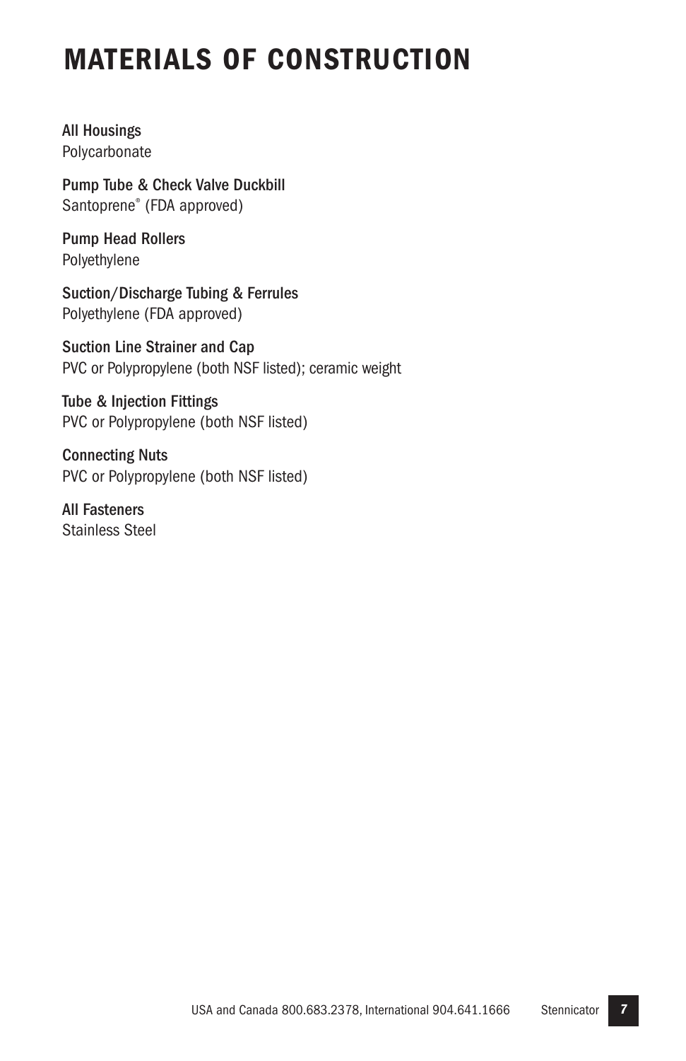# MATERIALS OF CONSTRUCTION

**All Housings**
Polycarbonate

**Pump Tube & Check Valve Duckbill**
Santoprene® (FDA approved)

**Pump Head Rollers**
Polyethylene

**Suction/Discharge Tubing & Ferrules**
Polyethylene (FDA approved)

**Suction Line Strainer and Cap**
PVC or Polypropylene (both NSF listed); ceramic weight

**Tube & Injection Fittings**
PVC or Polypropylene (both NSF listed)

**Connecting Nuts**
PVC or Polypropylene (both NSF listed)

**All Fasteners**
Stainless Steel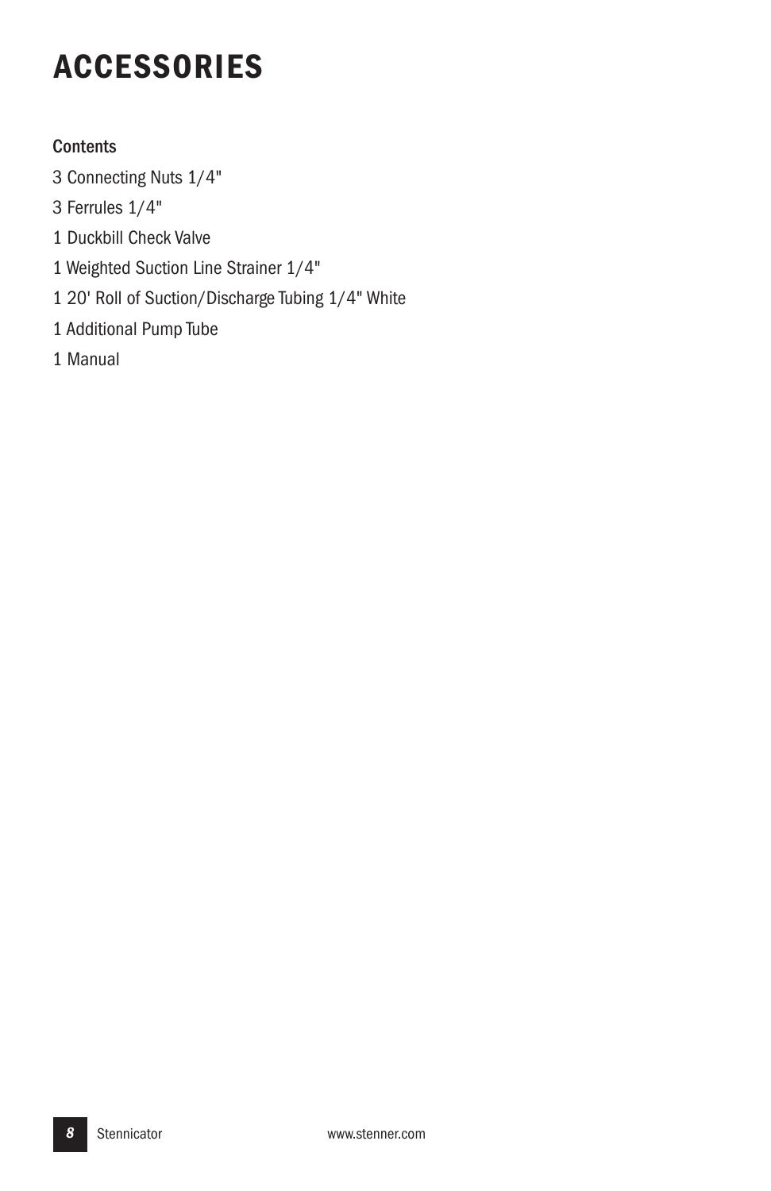# ACCESSORIES

**Contents**

3 Connecting Nuts 1/4"

3 Ferrules 1/4"

1 Duckbill Check Valve

1 Weighted Suction Line Strainer 1/4"

1 20' Roll of Suction/Discharge Tubing 1/4" White

1 Additional Pump Tube

1 Manual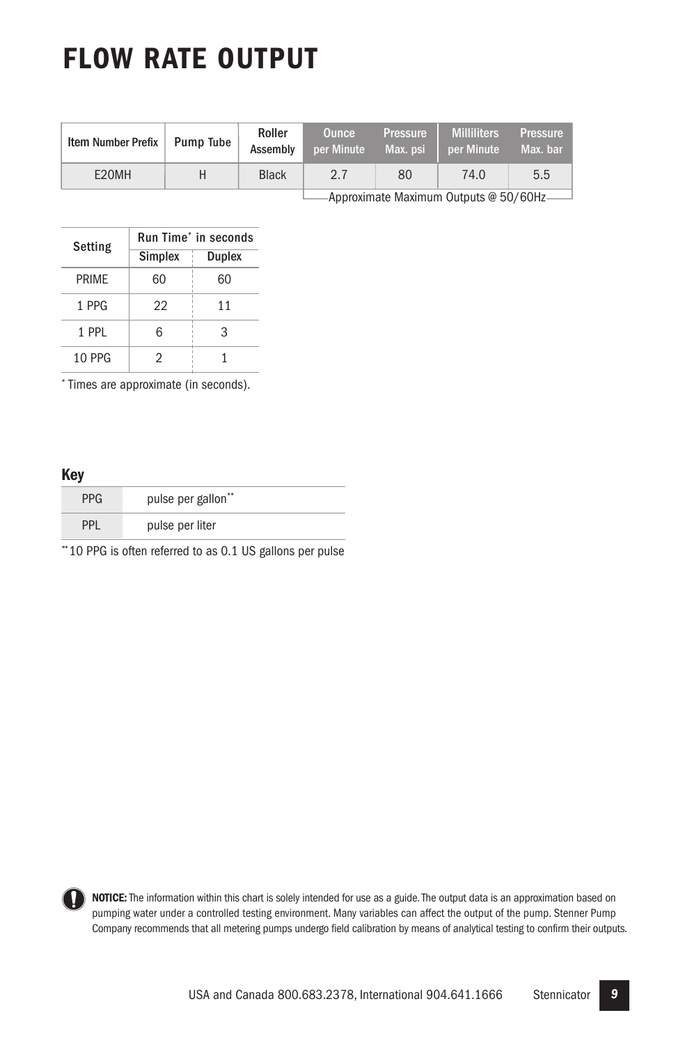# FLOW RATE OUTPUT

| Item Number Prefix | Pump Tube | Roller Assembly | Ounce per Minute | Pressure Max. psi | Milliliters per Minute | Pressure Max. bar |
|---|---|---|---|---|---|---|
| E20MH | H | Black | 2.7 | 80 | 74.0 | 5.5 |

Approximate Maximum Outputs @ 50/60Hz

| Setting | Run Time* in seconds | |
|---|---|---|
| | Simplex | Duplex |
| PRIME | 60 | 60 |
| 1 PPG | 22 | 11 |
| 1 PPL | 6 | 3 |
| 10 PPG | 2 | 1 |

* Times are approximate (in seconds).

## Key

| | |
|---|---|
| PPG | pulse per gallon** |
| PPL | pulse per liter |

**10 PPG is often referred to as 0.1 US gallons per pulse

**NOTICE:** The information within this chart is solely intended for use as a guide. The output data is an approximation based on pumping water under a controlled testing environment. Many variables can affect the output of the pump. Stenner Pump Company recommends that all metering pumps undergo field calibration by means of analytical testing to confirm their outputs.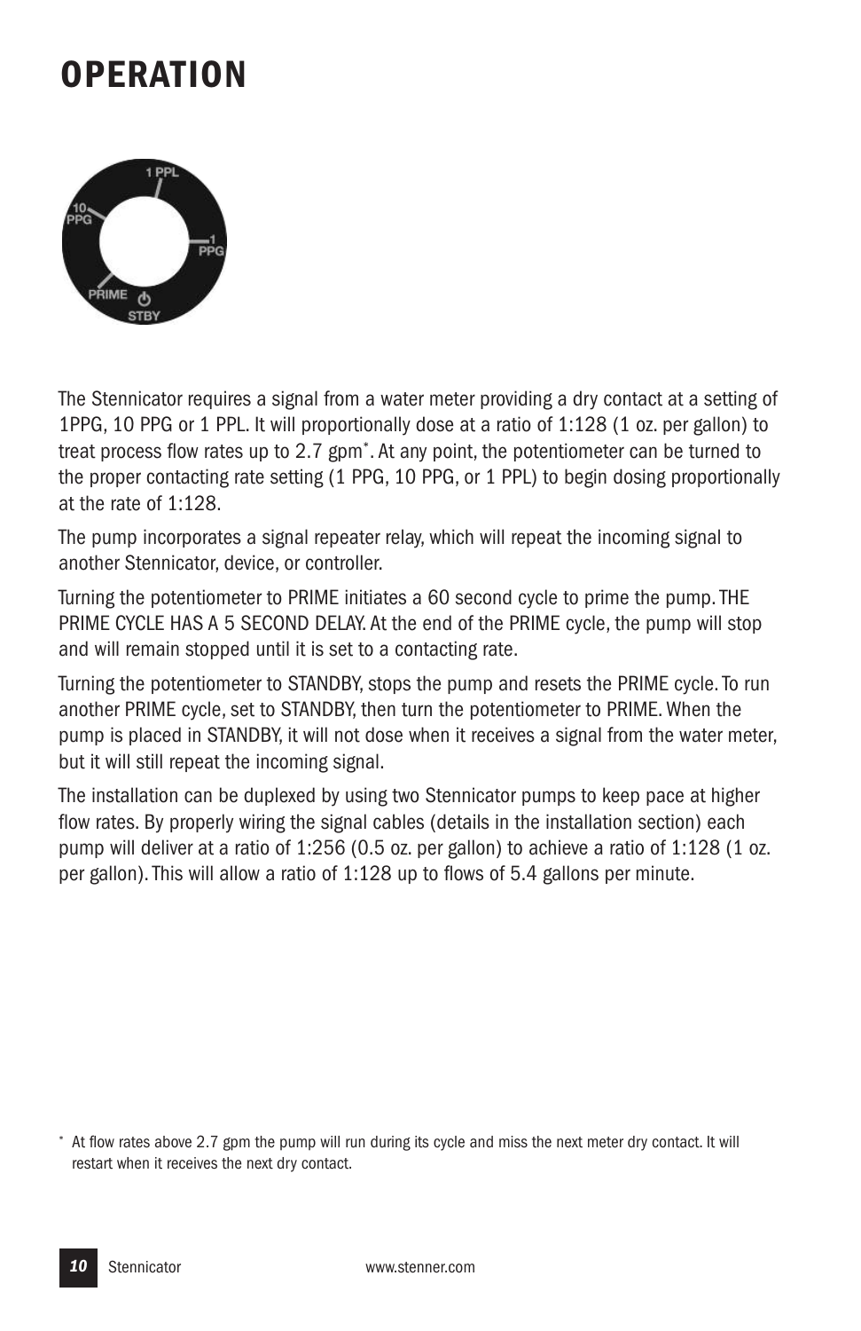# OPERATION

The Stennicator requires a signal from a water meter providing a dry contact at a setting of 1PPG, 10 PPG or 1 PPL. It will proportionally dose at a ratio of 1:128 (1 oz. per gallon) to treat process flow rates up to 2.7 gpm*. At any point, the potentiometer can be turned to the proper contacting rate setting (1 PPG, 10 PPG, or 1 PPL) to begin dosing proportionally at the rate of 1:128.

The pump incorporates a signal repeater relay, which will repeat the incoming signal to another Stennicator, device, or controller.

Turning the potentiometer to PRIME initiates a 60 second cycle to prime the pump. THE PRIME CYCLE HAS A 5 SECOND DELAY. At the end of the PRIME cycle, the pump will stop and will remain stopped until it is set to a contacting rate.

Turning the potentiometer to STANDBY, stops the pump and resets the PRIME cycle. To run another PRIME cycle, set to STANDBY, then turn the potentiometer to PRIME. When the pump is placed in STANDBY, it will not dose when it receives a signal from the water meter, but it will still repeat the incoming signal.

The installation can be duplexed by using two Stennicator pumps to keep pace at higher flow rates. By properly wiring the signal cables (details in the installation section) each pump will deliver at a ratio of 1:256 (0.5 oz. per gallon) to achieve a ratio of 1:128 (1 oz. per gallon). This will allow a ratio of 1:128 up to flows of 5.4 gallons per minute.

* At flow rates above 2.7 gpm the pump will run during its cycle and miss the next meter dry contact. It will restart when it receives the next dry contact.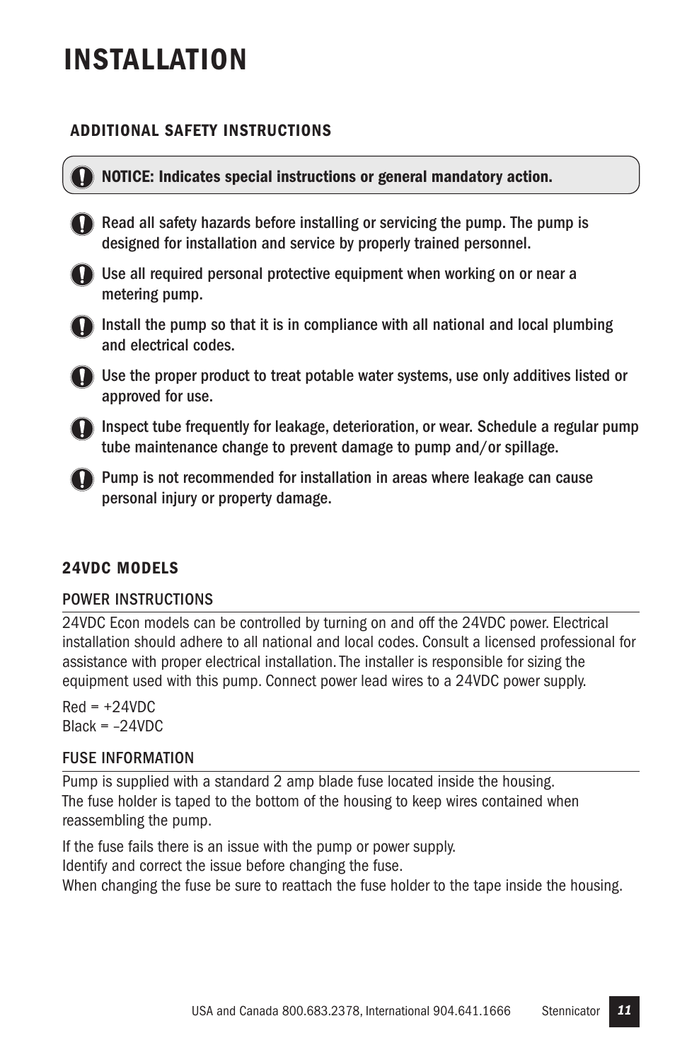# INSTALLATION

## ADDITIONAL SAFETY INSTRUCTIONS

**NOTICE: Indicates special instructions or general mandatory action.**

- Read all safety hazards before installing or servicing the pump. The pump is designed for installation and service by properly trained personnel.
- Use all required personal protective equipment when working on or near a metering pump.
- Install the pump so that it is in compliance with all national and local plumbing and electrical codes.
- Use the proper product to treat potable water systems, use only additives listed or approved for use.
- Inspect tube frequently for leakage, deterioration, or wear. Schedule a regular pump tube maintenance change to prevent damage to pump and/or spillage.
- Pump is not recommended for installation in areas where leakage can cause personal injury or property damage.

## 24VDC MODELS

### POWER INSTRUCTIONS

24VDC Econ models can be controlled by turning on and off the 24VDC power. Electrical installation should adhere to all national and local codes. Consult a licensed professional for assistance with proper electrical installation. The installer is responsible for sizing the equipment used with this pump. Connect power lead wires to a 24VDC power supply.

Red = +24VDC
Black = –24VDC

### FUSE INFORMATION

Pump is supplied with a standard 2 amp blade fuse located inside the housing.
The fuse holder is taped to the bottom of the housing to keep wires contained when reassembling the pump.

If the fuse fails there is an issue with the pump or power supply.
Identify and correct the issue before changing the fuse.
When changing the fuse be sure to reattach the fuse holder to the tape inside the housing.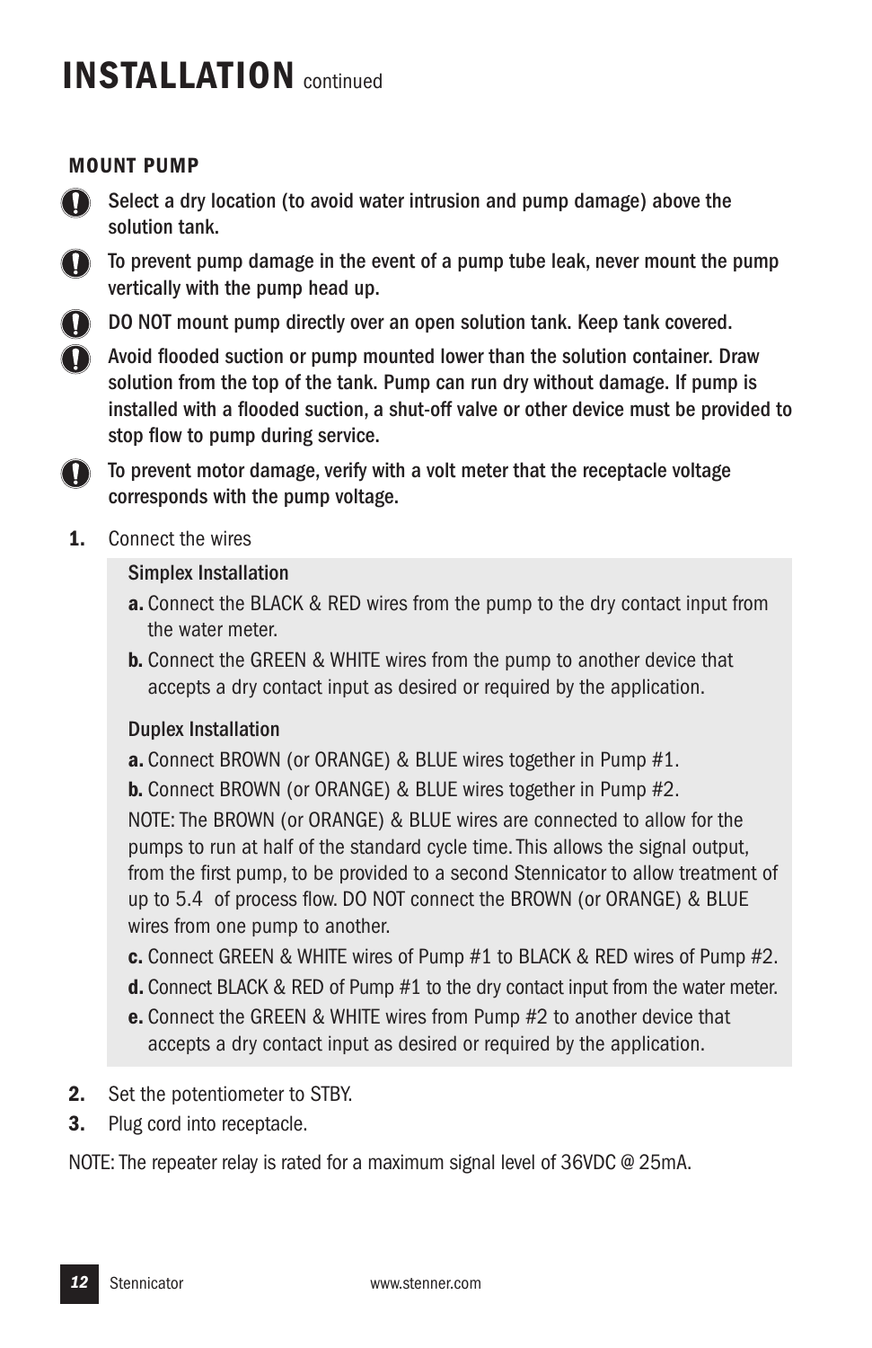# INSTALLATION continued

### MOUNT PUMP

- Select a dry location (to avoid water intrusion and pump damage) above the solution tank.
- To prevent pump damage in the event of a pump tube leak, never mount the pump vertically with the pump head up.
- DO NOT mount pump directly over an open solution tank. Keep tank covered.
- Avoid flooded suction or pump mounted lower than the solution container. Draw solution from the top of the tank. Pump can run dry without damage. If pump is installed with a flooded suction, a shut-off valve or other device must be provided to stop flow to pump during service.
- To prevent motor damage, verify with a volt meter that the receptacle voltage corresponds with the pump voltage.

1. Connect the wires

   Simplex Installation

   **a.** Connect the BLACK & RED wires from the pump to the dry contact input from the water meter.

   **b.** Connect the GREEN & WHITE wires from the pump to another device that accepts a dry contact input as desired or required by the application.

   Duplex Installation

   **a.** Connect BROWN (or ORANGE) & BLUE wires together in Pump #1.

   **b.** Connect BROWN (or ORANGE) & BLUE wires together in Pump #2.

   NOTE: The BROWN (or ORANGE) & BLUE wires are connected to allow for the pumps to run at half of the standard cycle time. This allows the signal output, from the first pump, to be provided to a second Stennicator to allow treatment of up to 5.4 of process flow. DO NOT connect the BROWN (or ORANGE) & BLUE wires from one pump to another.

   **c.** Connect GREEN & WHITE wires of Pump #1 to BLACK & RED wires of Pump #2.

   **d.** Connect BLACK & RED of Pump #1 to the dry contact input from the water meter.

   **e.** Connect the GREEN & WHITE wires from Pump #2 to another device that accepts a dry contact input as desired or required by the application.

2. Set the potentiometer to STBY.
3. Plug cord into receptacle.

NOTE: The repeater relay is rated for a maximum signal level of 36VDC @ 25mA.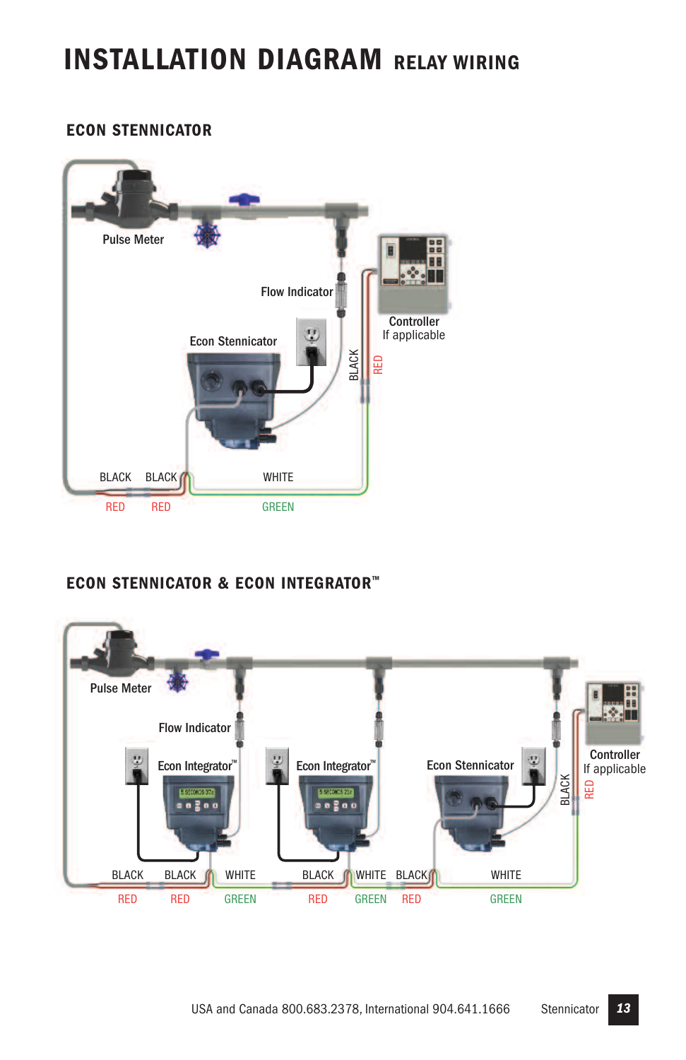# INSTALLATION DIAGRAM RELAY WIRING

## ECON STENNICATOR

Pulse Meter

Flow Indicator

Controller
If applicable

Econ Stennicator

BLACK

RED

BLACK BLACK WHITE

RED RED GREEN

## ECON STENNICATOR & ECON INTEGRATOR™

Pulse Meter

Flow Indicator

Econ Integrator™

Econ Integrator™

Econ Stennicator

Controller
If applicable

BLACK

RED

BLACK BLACK WHITE BLACK WHITE BLACK WHITE

RED RED GREEN RED GREEN RED GREEN

USA and Canada 800.683.2378, International 904.641.1666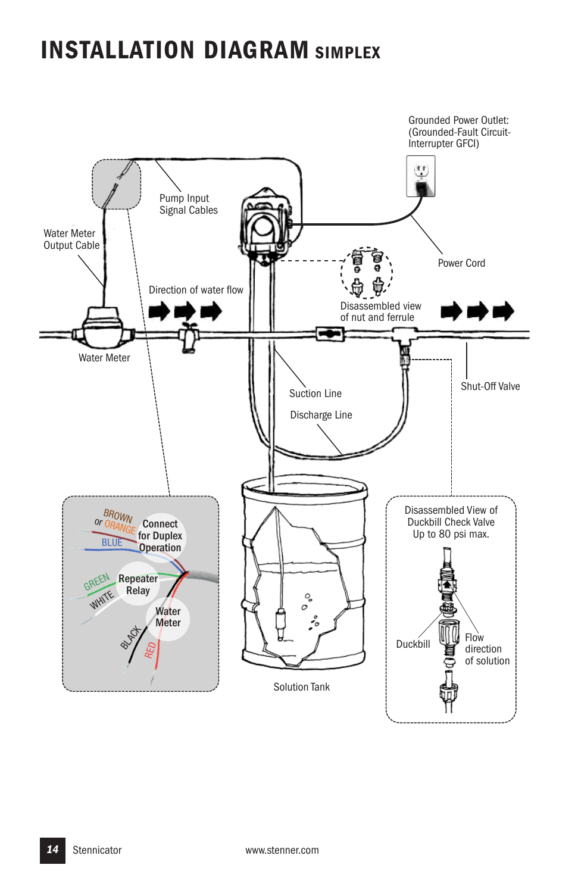# INSTALLATION DIAGRAM SIMPLEX

Grounded Power Outlet: (Grounded-Fault Circuit-Interrupter GFCI)

Pump Input Signal Cables

Water Meter Output Cable

Power Cord

Direction of water flow

Disassembled view of nut and ferrule

Water Meter

Suction Line

Discharge Line

Shut-Off Valve

BROWN or ORANGE

BLUE

Connect for Duplex Operation

GREEN

WHITE

Repeater Relay

BLACK

RED

Water Meter

Solution Tank

Disassembled View of Duckbill Check Valve Up to 80 psi max.

Duckbill

Flow direction of solution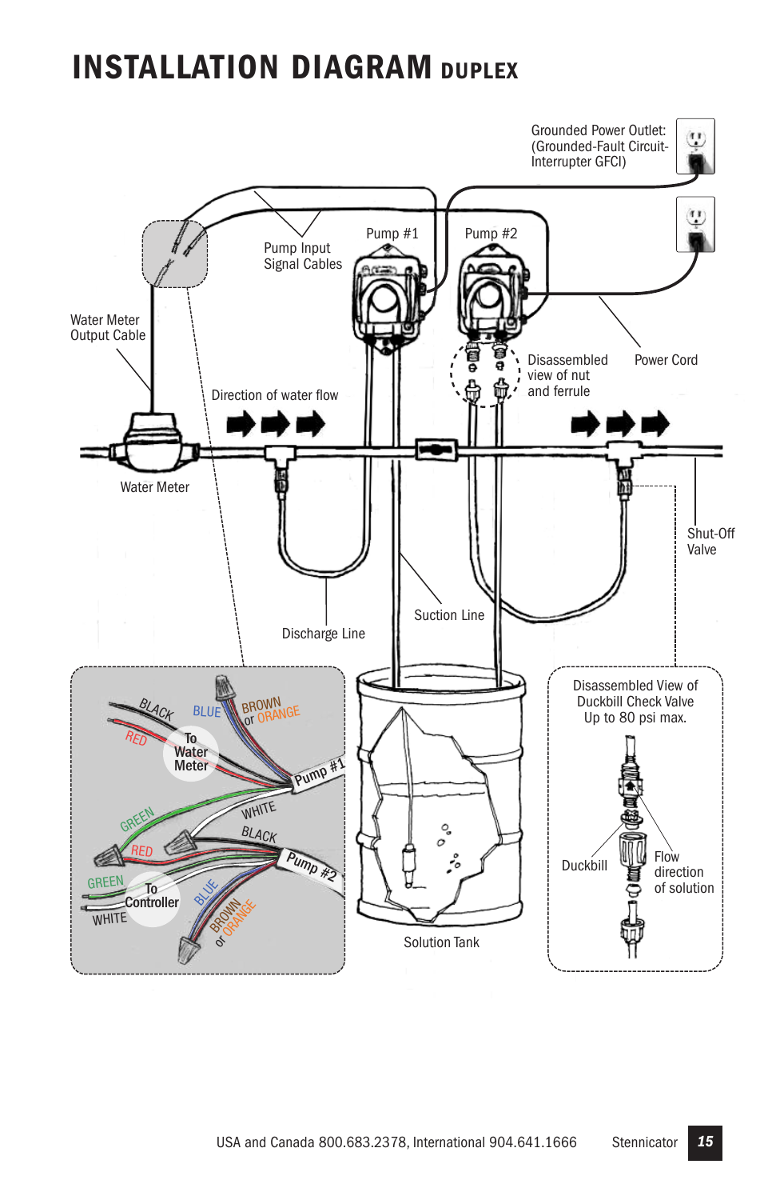# INSTALLATION DIAGRAM DUPLEX

Grounded Power Outlet: (Grounded-Fault Circuit-Interrupter GFCI)

Pump Input Signal Cables

Pump #1

Pump #2

Water Meter Output Cable

Disassembled view of nut and ferrule

Power Cord

Direction of water flow

Water Meter

Shut-Off Valve

Suction Line

Discharge Line

BLACK

BLUE

BROWN or ORANGE

RED

To Water Meter

Pump #1

GREEN

WHITE

RED

BLACK

Pump #2

GREEN

To Controller

WHITE

BLUE

BROWN or ORANGE

Solution Tank

Disassembled View of Duckbill Check Valve Up to 80 psi max.

Duckbill

Flow direction of solution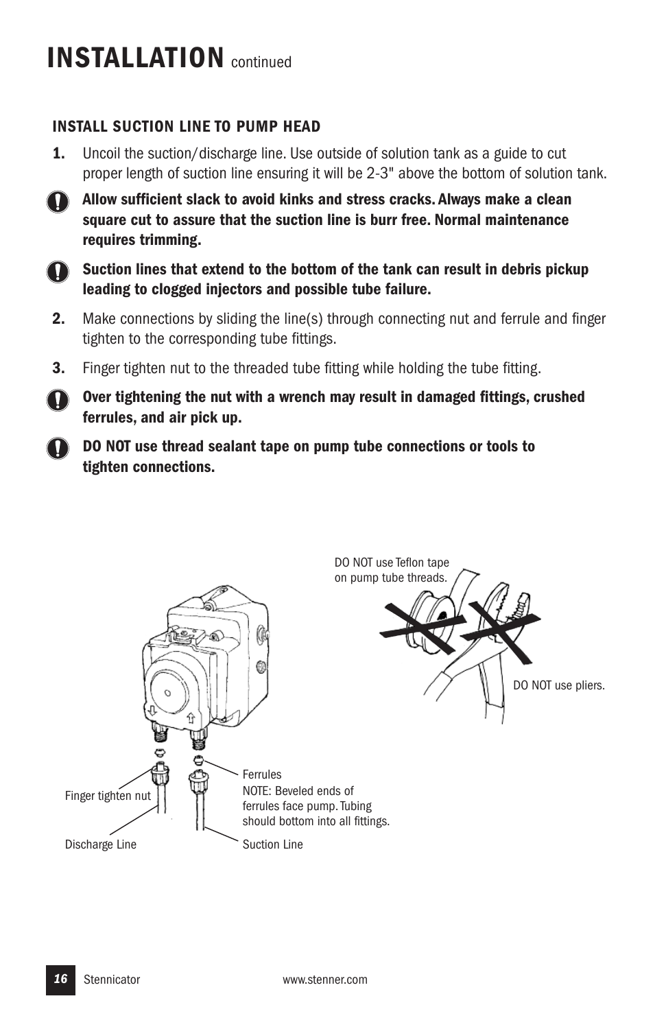# INSTALLATION continued

### INSTALL SUCTION LINE TO PUMP HEAD

**1.** Uncoil the suction/discharge line. Use outside of solution tank as a guide to cut proper length of suction line ensuring it will be 2-3" above the bottom of solution tank.

**Allow sufficient slack to avoid kinks and stress cracks. Always make a clean square cut to assure that the suction line is burr free. Normal maintenance requires trimming.**

**Suction lines that extend to the bottom of the tank can result in debris pickup leading to clogged injectors and possible tube failure.**

**2.** Make connections by sliding the line(s) through connecting nut and ferrule and finger tighten to the corresponding tube fittings.

**3.** Finger tighten nut to the threaded tube fitting while holding the tube fitting.

**Over tightening the nut with a wrench may result in damaged fittings, crushed ferrules, and air pick up.**

**DO NOT use thread sealant tape on pump tube connections or tools to tighten connections.**

DO NOT use Teflon tape on pump tube threads.

DO NOT use pliers.

Finger tighten nut

Discharge Line

Ferrules
NOTE: Beveled ends of ferrules face pump. Tubing should bottom into all fittings.

Suction Line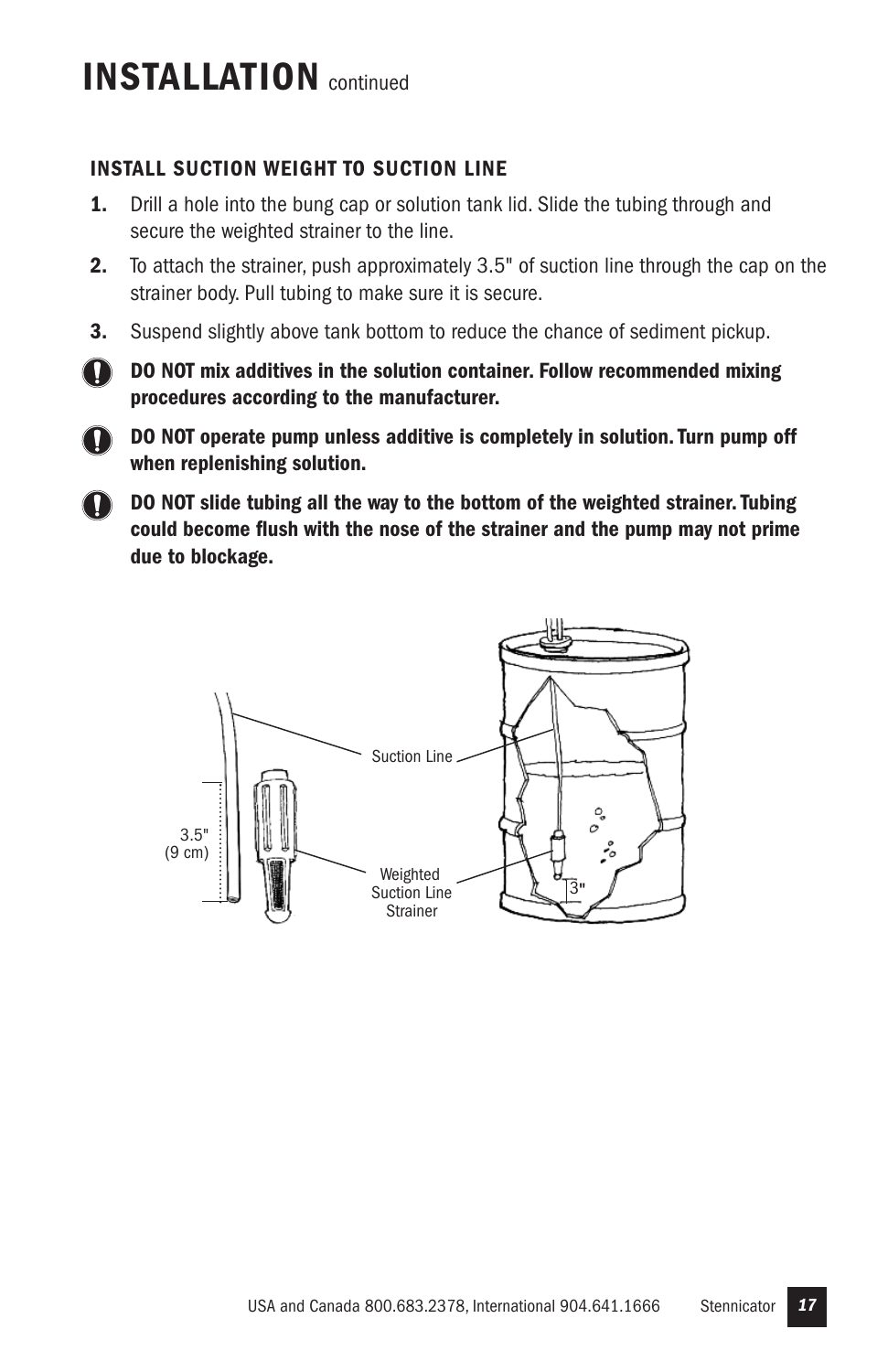# INSTALLATION continued

### INSTALL SUCTION WEIGHT TO SUCTION LINE

1. Drill a hole into the bung cap or solution tank lid. Slide the tubing through and secure the weighted strainer to the line.
2. To attach the strainer, push approximately 3.5" of suction line through the cap on the strainer body. Pull tubing to make sure it is secure.
3. Suspend slightly above tank bottom to reduce the chance of sediment pickup.

**DO NOT mix additives in the solution container. Follow recommended mixing procedures according to the manufacturer.**

**DO NOT operate pump unless additive is completely in solution. Turn pump off when replenishing solution.**

**DO NOT slide tubing all the way to the bottom of the weighted strainer. Tubing could become flush with the nose of the strainer and the pump may not prime due to blockage.**

Suction Line

3.5" (9 cm)

Weighted Suction Line Strainer

3"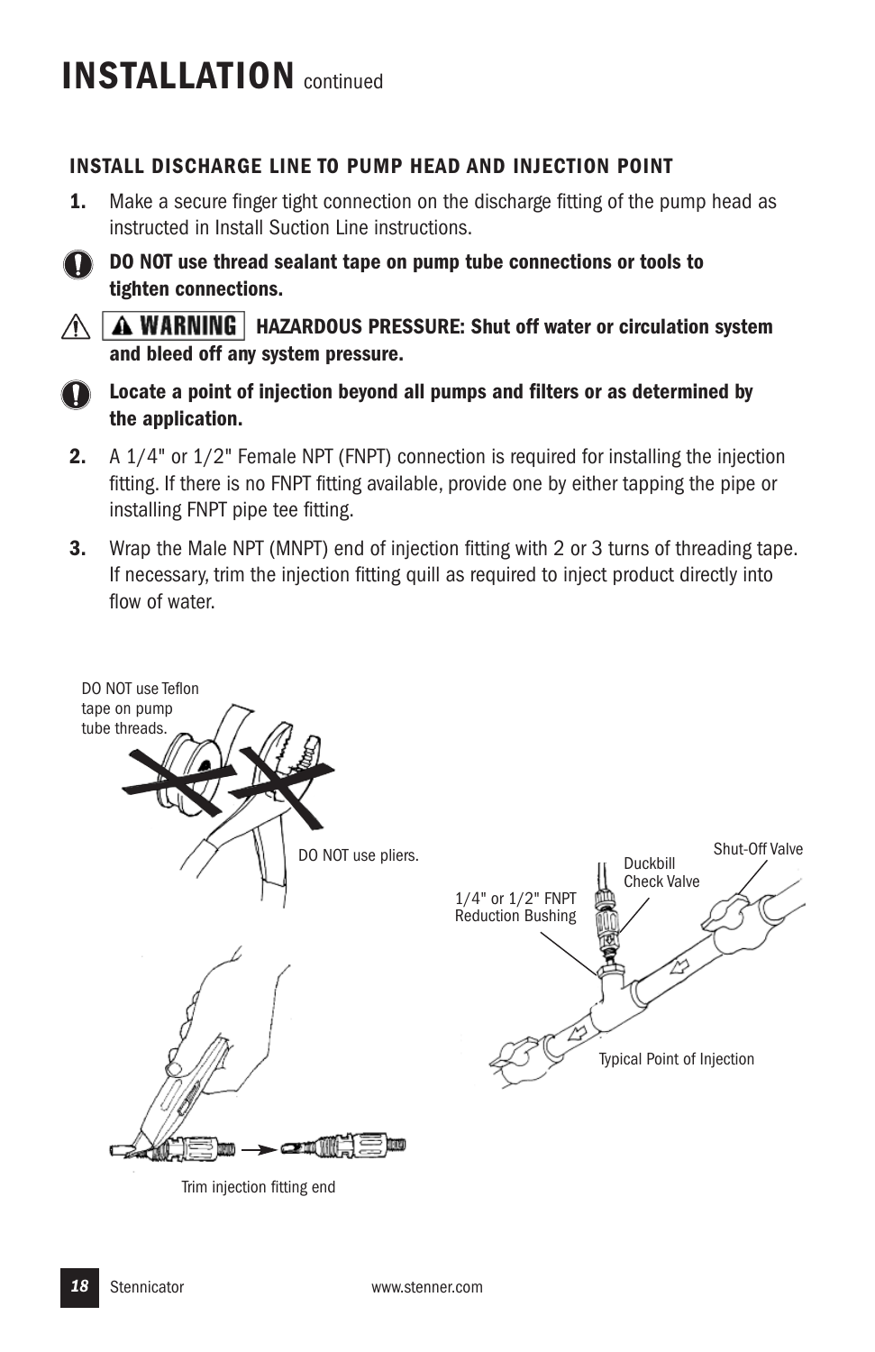# INSTALLATION continued

### INSTALL DISCHARGE LINE TO PUMP HEAD AND INJECTION POINT

1. Make a secure finger tight connection on the discharge fitting of the pump head as instructed in Install Suction Line instructions.

**DO NOT use thread sealant tape on pump tube connections or tools to tighten connections.**

**WARNING HAZARDOUS PRESSURE: Shut off water or circulation system and bleed off any system pressure.**

**Locate a point of injection beyond all pumps and filters or as determined by the application.**

2. A 1/4" or 1/2" Female NPT (FNPT) connection is required for installing the injection fitting. If there is no FNPT fitting available, provide one by either tapping the pipe or installing FNPT pipe tee fitting.

3. Wrap the Male NPT (MNPT) end of injection fitting with 2 or 3 turns of threading tape. If necessary, trim the injection fitting quill as required to inject product directly into flow of water.

DO NOT use Teflon tape on pump tube threads.

DO NOT use pliers.

Trim injection fitting end

Duckbill Check Valve

Shut-Off Valve

1/4" or 1/2" FNPT Reduction Bushing

Typical Point of Injection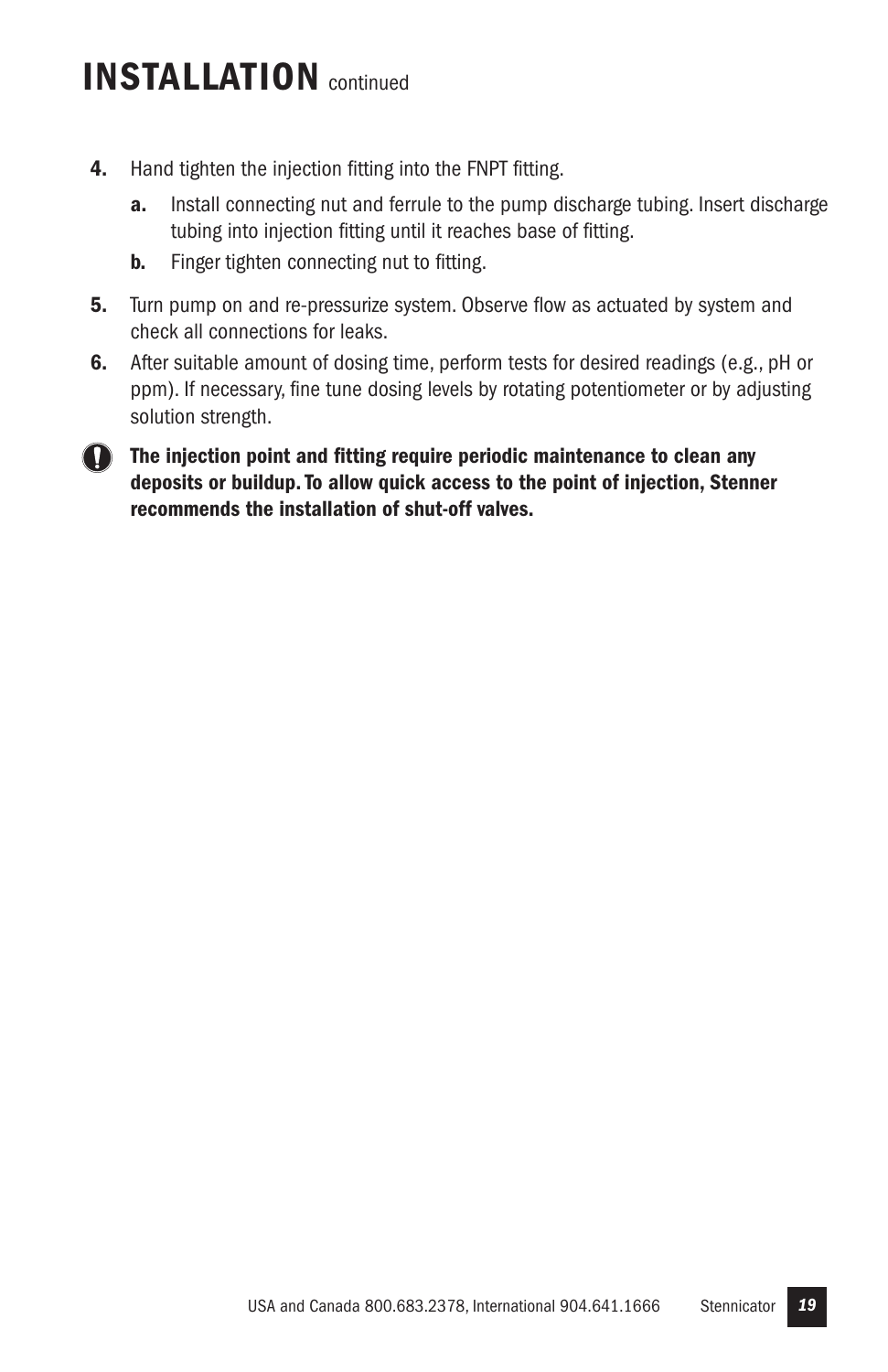# INSTALLATION continued

4. Hand tighten the injection fitting into the FNPT fitting.
   - **a.** Install connecting nut and ferrule to the pump discharge tubing. Insert discharge tubing into injection fitting until it reaches base of fitting.
   - **b.** Finger tighten connecting nut to fitting.
5. Turn pump on and re-pressurize system. Observe flow as actuated by system and check all connections for leaks.
6. After suitable amount of dosing time, perform tests for desired readings (e.g., pH or ppm). If necessary, fine tune dosing levels by rotating potentiometer or by adjusting solution strength.

**The injection point and fitting require periodic maintenance to clean any deposits or buildup. To allow quick access to the point of injection, Stenner recommends the installation of shut-off valves.**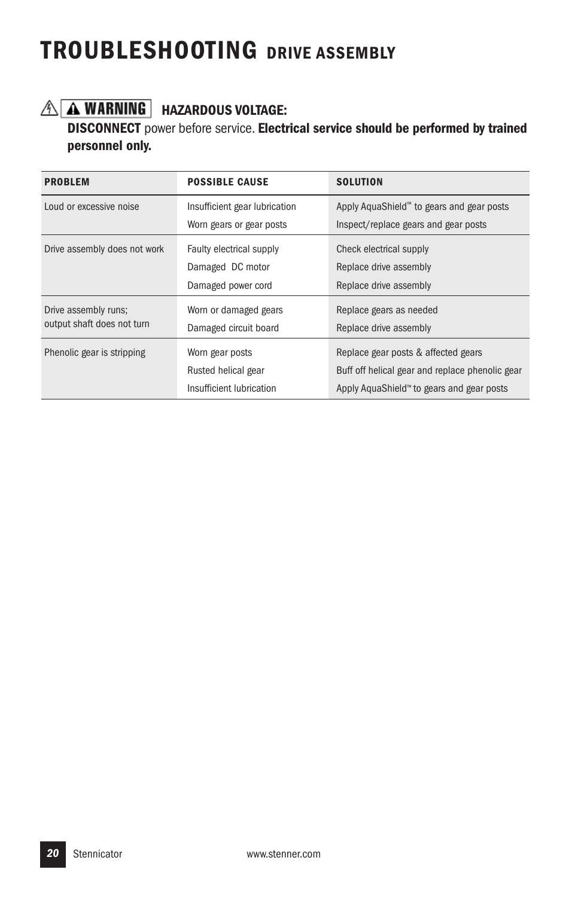# TROUBLESHOOTING DRIVE ASSEMBLY

**WARNING** **HAZARDOUS VOLTAGE:**
**DISCONNECT** power before service. **Electrical service should be performed by trained personnel only.**

| PROBLEM | POSSIBLE CAUSE | SOLUTION |
|---|---|---|
| Loud or excessive noise | Insufficient gear lubrication | Apply AquaShield™ to gears and gear posts |
| | Worn gears or gear posts | Inspect/replace gears and gear posts |
| Drive assembly does not work | Faulty electrical supply | Check electrical supply |
| | Damaged DC motor | Replace drive assembly |
| | Damaged power cord | Replace drive assembly |
| Drive assembly runs; output shaft does not turn | Worn or damaged gears | Replace gears as needed |
| | Damaged circuit board | Replace drive assembly |
| Phenolic gear is stripping | Worn gear posts | Replace gear posts & affected gears |
| | Rusted helical gear | Buff off helical gear and replace phenolic gear |
| | Insufficient lubrication | Apply AquaShield™ to gears and gear posts |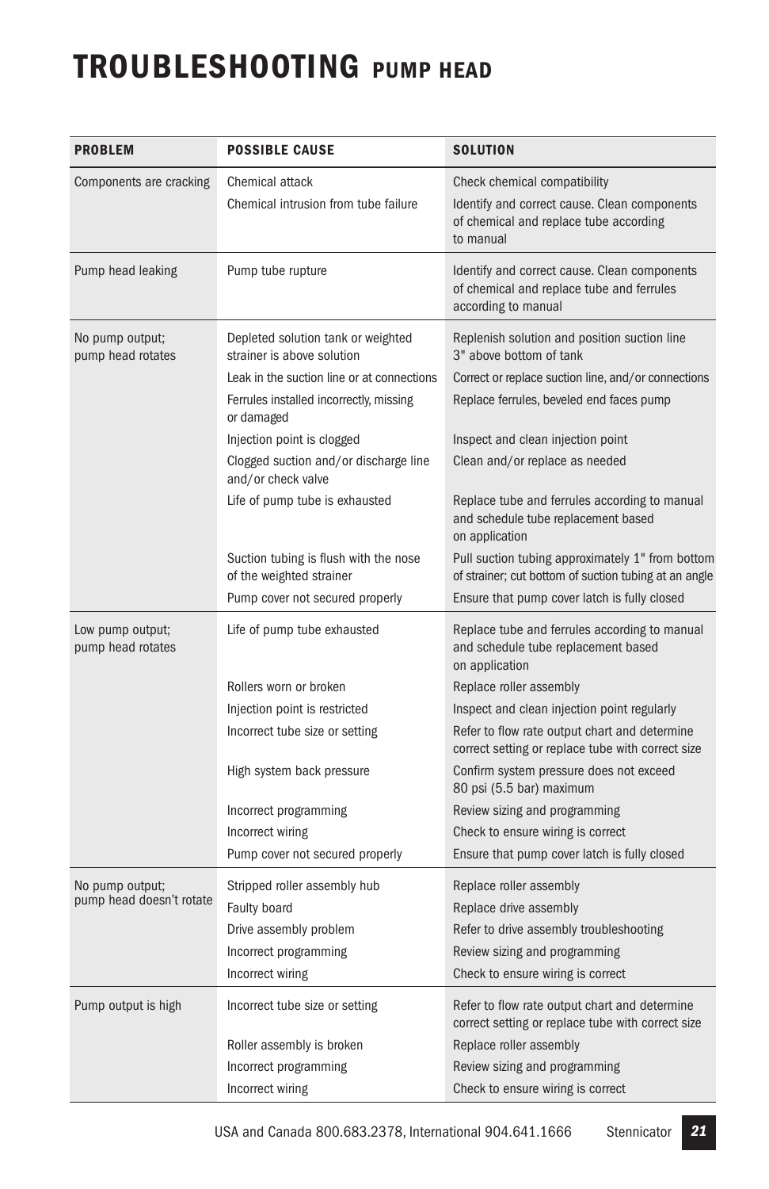# TROUBLESHOOTING PUMP HEAD

| PROBLEM | POSSIBLE CAUSE | SOLUTION |
|---|---|---|
| Components are cracking | Chemical attack | Check chemical compatibility |
| | Chemical intrusion from tube failure | Identify and correct cause. Clean components of chemical and replace tube according to manual |
| Pump head leaking | Pump tube rupture | Identify and correct cause. Clean components of chemical and replace tube and ferrules according to manual |
| No pump output; pump head rotates | Depleted solution tank or weighted strainer is above solution | Replenish solution and position suction line 3" above bottom of tank |
| | Leak in the suction line or at connections | Correct or replace suction line, and/or connections |
| | Ferrules installed incorrectly, missing or damaged | Replace ferrules, beveled end faces pump |
| | Injection point is clogged | Inspect and clean injection point |
| | Clogged suction and/or discharge line and/or check valve | Clean and/or replace as needed |
| | Life of pump tube is exhausted | Replace tube and ferrules according to manual and schedule tube replacement based on application |
| | Suction tubing is flush with the nose of the weighted strainer | Pull suction tubing approximately 1" from bottom of strainer; cut bottom of suction tubing at an angle |
| | Pump cover not secured properly | Ensure that pump cover latch is fully closed |
| Low pump output; pump head rotates | Life of pump tube exhausted | Replace tube and ferrules according to manual and schedule tube replacement based on application |
| | Rollers worn or broken | Replace roller assembly |
| | Injection point is restricted | Inspect and clean injection point regularly |
| | Incorrect tube size or setting | Refer to flow rate output chart and determine correct setting or replace tube with correct size |
| | High system back pressure | Confirm system pressure does not exceed 80 psi (5.5 bar) maximum |
| | Incorrect programming | Review sizing and programming |
| | Incorrect wiring | Check to ensure wiring is correct |
| | Pump cover not secured properly | Ensure that pump cover latch is fully closed |
| No pump output; pump head doesn't rotate | Stripped roller assembly hub | Replace roller assembly |
| | Faulty board | Replace drive assembly |
| | Drive assembly problem | Refer to drive assembly troubleshooting |
| | Incorrect programming | Review sizing and programming |
| | Incorrect wiring | Check to ensure wiring is correct |
| Pump output is high | Incorrect tube size or setting | Refer to flow rate output chart and determine correct setting or replace tube with correct size |
| | Roller assembly is broken | Replace roller assembly |
| | Incorrect programming | Review sizing and programming |
| | Incorrect wiring | Check to ensure wiring is correct |

USA and Canada 800.683.2378, International 904.641.1666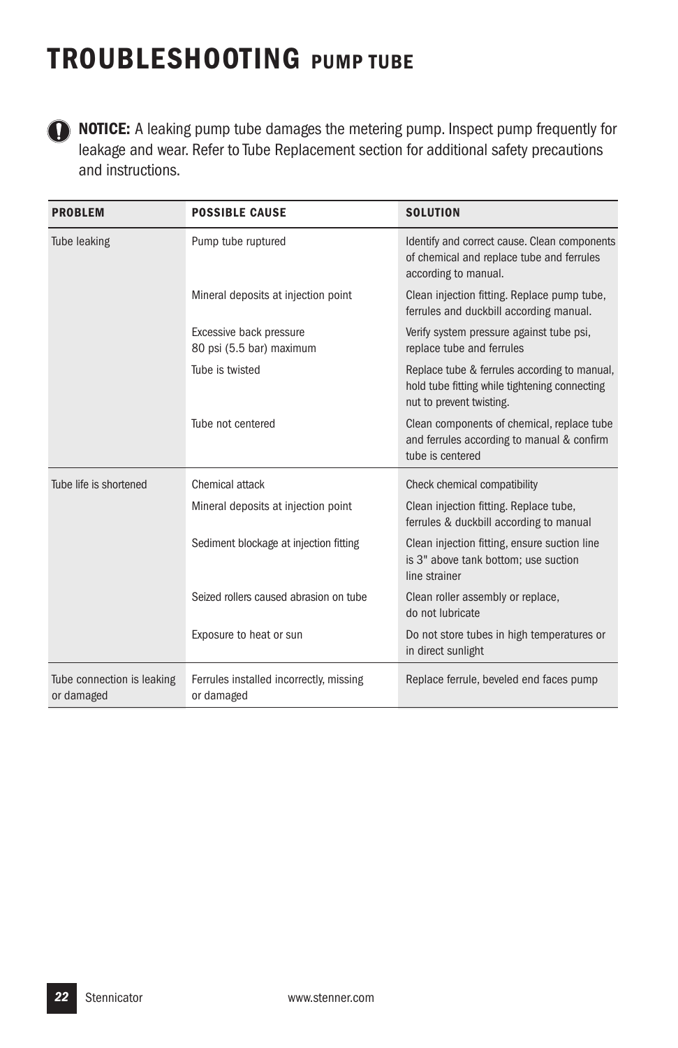# TROUBLESHOOTING PUMP TUBE

**NOTICE:** A leaking pump tube damages the metering pump. Inspect pump frequently for leakage and wear. Refer to Tube Replacement section for additional safety precautions and instructions.

| PROBLEM | POSSIBLE CAUSE | SOLUTION |
|---|---|---|
| Tube leaking | Pump tube ruptured | Identify and correct cause. Clean components of chemical and replace tube and ferrules according to manual. |
| | Mineral deposits at injection point | Clean injection fitting. Replace pump tube, ferrules and duckbill according manual. |
| | Excessive back pressure 80 psi (5.5 bar) maximum | Verify system pressure against tube psi, replace tube and ferrules |
| | Tube is twisted | Replace tube & ferrules according to manual, hold tube fitting while tightening connecting nut to prevent twisting. |
| | Tube not centered | Clean components of chemical, replace tube and ferrules according to manual & confirm tube is centered |
| Tube life is shortened | Chemical attack | Check chemical compatibility |
| | Mineral deposits at injection point | Clean injection fitting. Replace tube, ferrules & duckbill according to manual |
| | Sediment blockage at injection fitting | Clean injection fitting, ensure suction line is 3" above tank bottom; use suction line strainer |
| | Seized rollers caused abrasion on tube | Clean roller assembly or replace, do not lubricate |
| | Exposure to heat or sun | Do not store tubes in high temperatures or in direct sunlight |
| Tube connection is leaking or damaged | Ferrules installed incorrectly, missing or damaged | Replace ferrule, beveled end faces pump |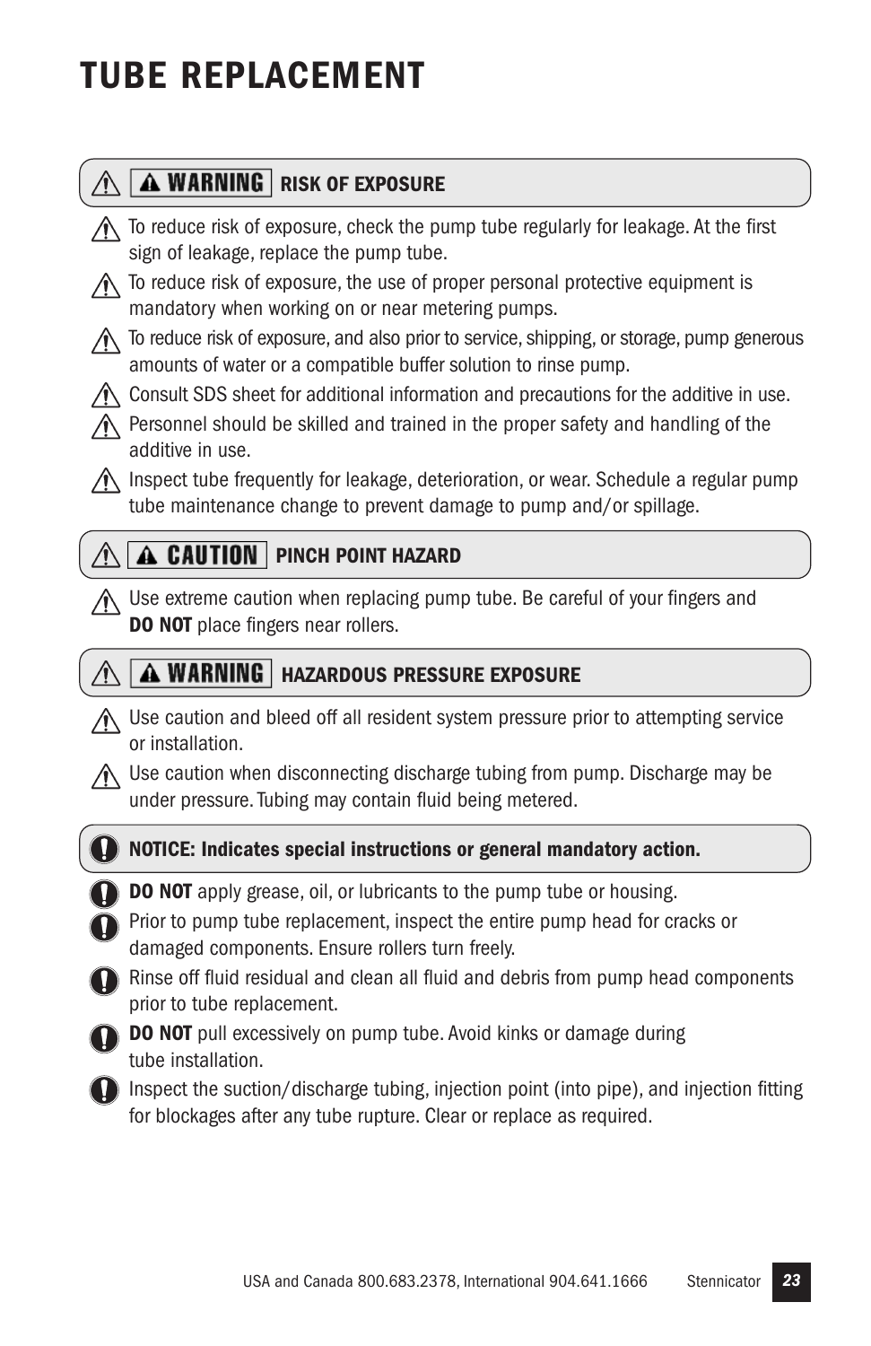# TUBE REPLACEMENT

## ⚠ WARNING RISK OF EXPOSURE

- ⚠ To reduce risk of exposure, check the pump tube regularly for leakage. At the first sign of leakage, replace the pump tube.
- ⚠ To reduce risk of exposure, the use of proper personal protective equipment is mandatory when working on or near metering pumps.
- ⚠ To reduce risk of exposure, and also prior to service, shipping, or storage, pump generous amounts of water or a compatible buffer solution to rinse pump.
- ⚠ Consult SDS sheet for additional information and precautions for the additive in use.
- ⚠ Personnel should be skilled and trained in the proper safety and handling of the additive in use.
- ⚠ Inspect tube frequently for leakage, deterioration, or wear. Schedule a regular pump tube maintenance change to prevent damage to pump and/or spillage.

## ⚠ CAUTION PINCH POINT HAZARD

- ⚠ Use extreme caution when replacing pump tube. Be careful of your fingers and **DO NOT** place fingers near rollers.

## ⚠ WARNING HAZARDOUS PRESSURE EXPOSURE

- ⚠ Use caution and bleed off all resident system pressure prior to attempting service or installation.
- ⚠ Use caution when disconnecting discharge tubing from pump. Discharge may be under pressure. Tubing may contain fluid being metered.

## NOTICE: Indicates special instructions or general mandatory action.

- **DO NOT** apply grease, oil, or lubricants to the pump tube or housing.
- Prior to pump tube replacement, inspect the entire pump head for cracks or damaged components. Ensure rollers turn freely.
- Rinse off fluid residual and clean all fluid and debris from pump head components prior to tube replacement.
- **DO NOT** pull excessively on pump tube. Avoid kinks or damage during tube installation.
- Inspect the suction/discharge tubing, injection point (into pipe), and injection fitting for blockages after any tube rupture. Clear or replace as required.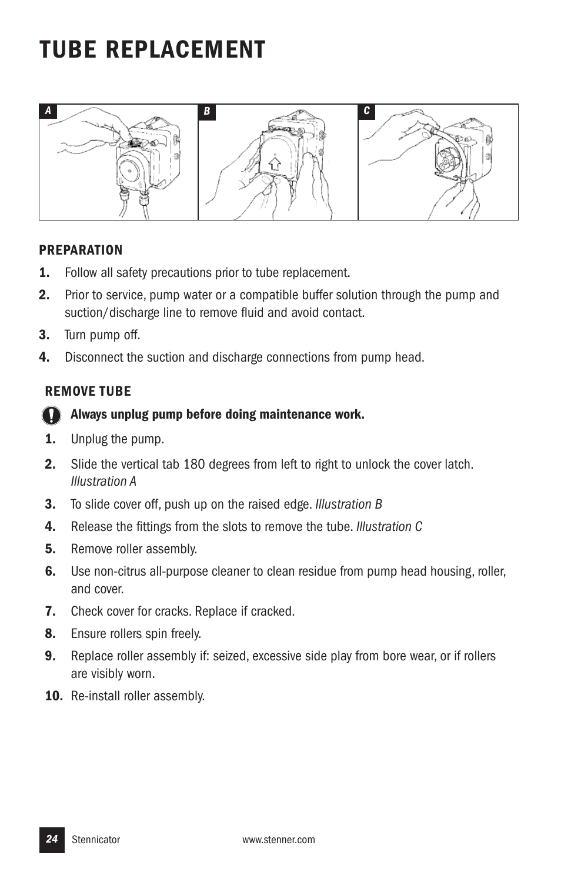# TUBE REPLACEMENT

A B C

### PREPARATION

1. Follow all safety precautions prior to tube replacement.
2. Prior to service, pump water or a compatible buffer solution through the pump and suction/discharge line to remove fluid and avoid contact.
3. Turn pump off.
4. Disconnect the suction and discharge connections from pump head.

### REMOVE TUBE

**Always unplug pump before doing maintenance work.**

1. Unplug the pump.
2. Slide the vertical tab 180 degrees from left to right to unlock the cover latch. *Illustration A*
3. To slide cover off, push up on the raised edge. *Illustration B*
4. Release the fittings from the slots to remove the tube. *Illustration C*
5. Remove roller assembly.
6. Use non-citrus all-purpose cleaner to clean residue from pump head housing, roller, and cover.
7. Check cover for cracks. Replace if cracked.
8. Ensure rollers spin freely.
9. Replace roller assembly if: seized, excessive side play from bore wear, or if rollers are visibly worn.
10. Re-install roller assembly.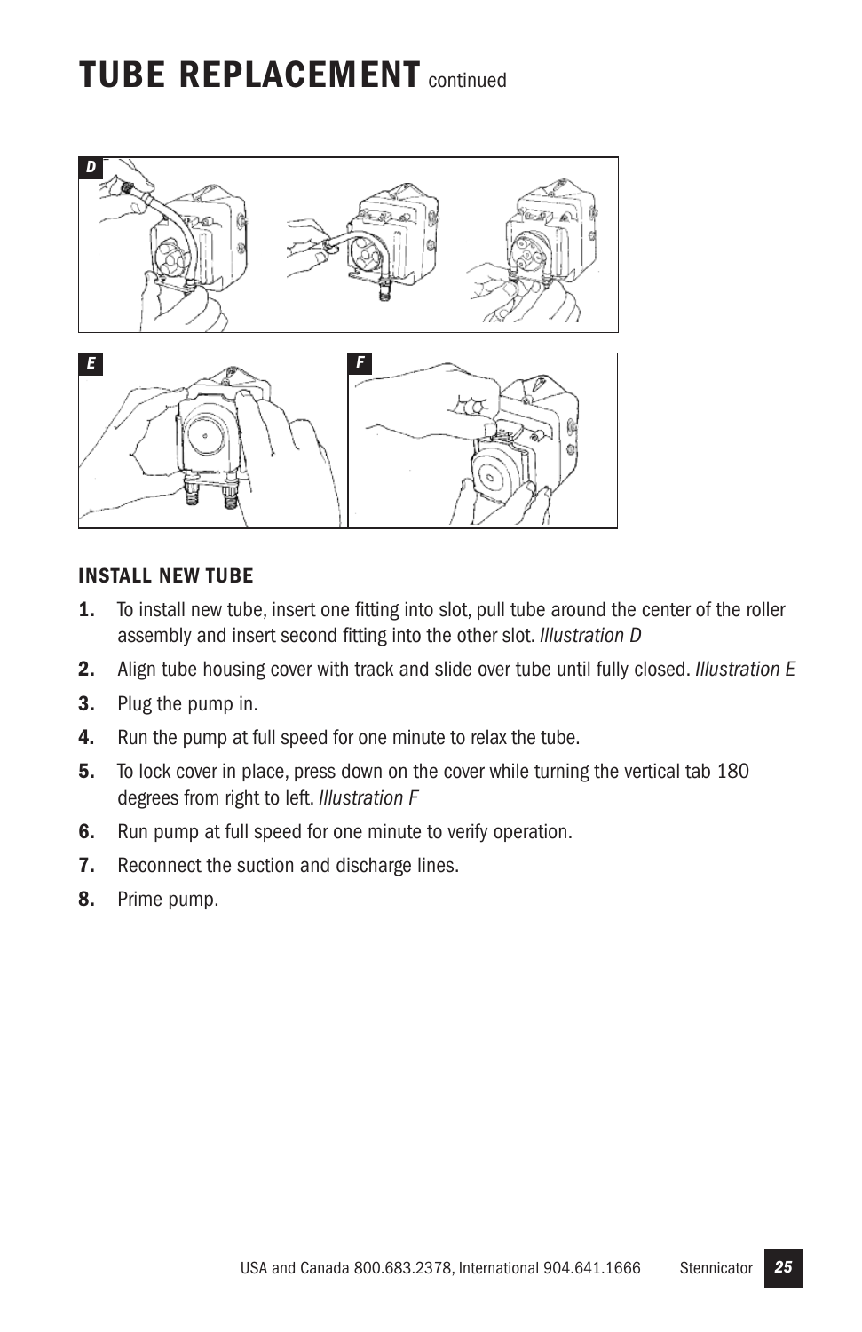# TUBE REPLACEMENT continued

D

E

F

### INSTALL NEW TUBE

1. To install new tube, insert one fitting into slot, pull tube around the center of the roller assembly and insert second fitting into the other slot. *Illustration D*
2. Align tube housing cover with track and slide over tube until fully closed. *Illustration E*
3. Plug the pump in.
4. Run the pump at full speed for one minute to relax the tube.
5. To lock cover in place, press down on the cover while turning the vertical tab 180 degrees from right to left. *Illustration F*
6. Run pump at full speed for one minute to verify operation.
7. Reconnect the suction and discharge lines.
8. Prime pump.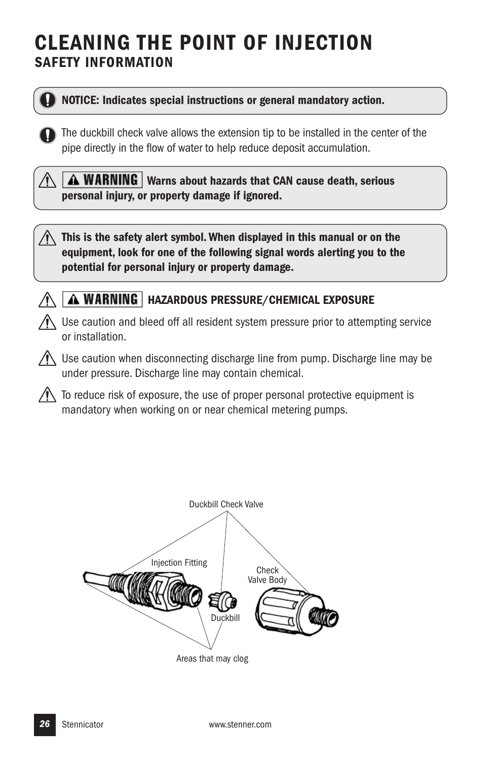# CLEANING THE POINT OF INJECTION

## SAFETY INFORMATION

**NOTICE: Indicates special instructions or general mandatory action.**

The duckbill check valve allows the extension tip to be installed in the center of the pipe directly in the flow of water to help reduce deposit accumulation.

**WARNING Warns about hazards that CAN cause death, serious personal injury, or property damage if ignored.**

**This is the safety alert symbol. When displayed in this manual or on the equipment, look for one of the following signal words alerting you to the potential for personal injury or property damage.**

**WARNING HAZARDOUS PRESSURE/CHEMICAL EXPOSURE**

Use caution and bleed off all resident system pressure prior to attempting service or installation.

Use caution when disconnecting discharge line from pump. Discharge line may be under pressure. Discharge line may contain chemical.

To reduce risk of exposure, the use of proper personal protective equipment is mandatory when working on or near chemical metering pumps.

Duckbill Check Valve

Injection Fitting

Check Valve Body

Duckbill

Areas that may clog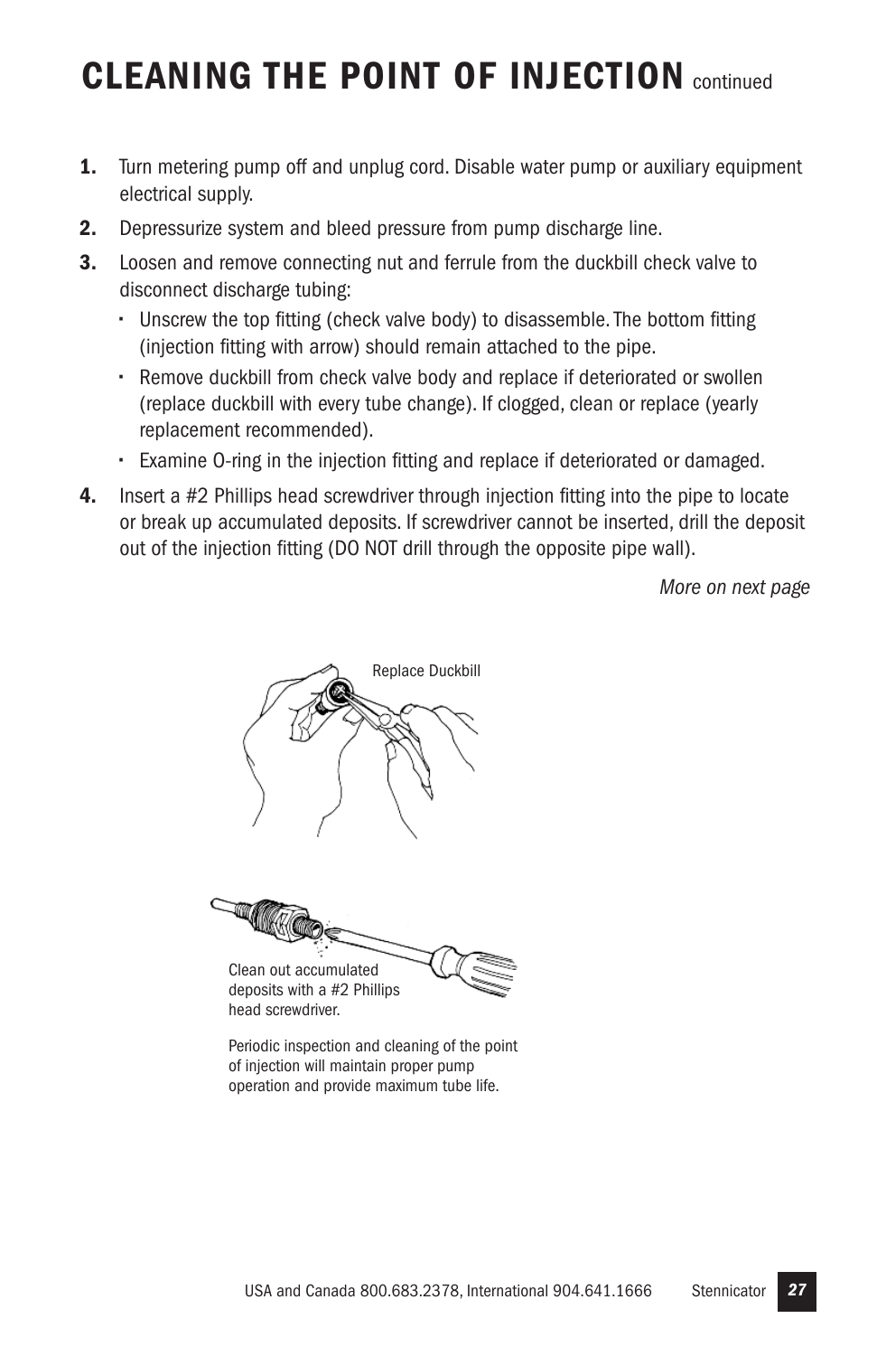# CLEANING THE POINT OF INJECTION continued

**1.** Turn metering pump off and unplug cord. Disable water pump or auxiliary equipment electrical supply.

**2.** Depressurize system and bleed pressure from pump discharge line.

**3.** Loosen and remove connecting nut and ferrule from the duckbill check valve to disconnect discharge tubing:

- Unscrew the top fitting (check valve body) to disassemble. The bottom fitting (injection fitting with arrow) should remain attached to the pipe.
- Remove duckbill from check valve body and replace if deteriorated or swollen (replace duckbill with every tube change). If clogged, clean or replace (yearly replacement recommended).
- Examine O-ring in the injection fitting and replace if deteriorated or damaged.

**4.** Insert a #2 Phillips head screwdriver through injection fitting into the pipe to locate or break up accumulated deposits. If screwdriver cannot be inserted, drill the deposit out of the injection fitting (DO NOT drill through the opposite pipe wall).

*More on next page*

Replace Duckbill

Clean out accumulated deposits with a #2 Phillips head screwdriver.

Periodic inspection and cleaning of the point of injection will maintain proper pump operation and provide maximum tube life.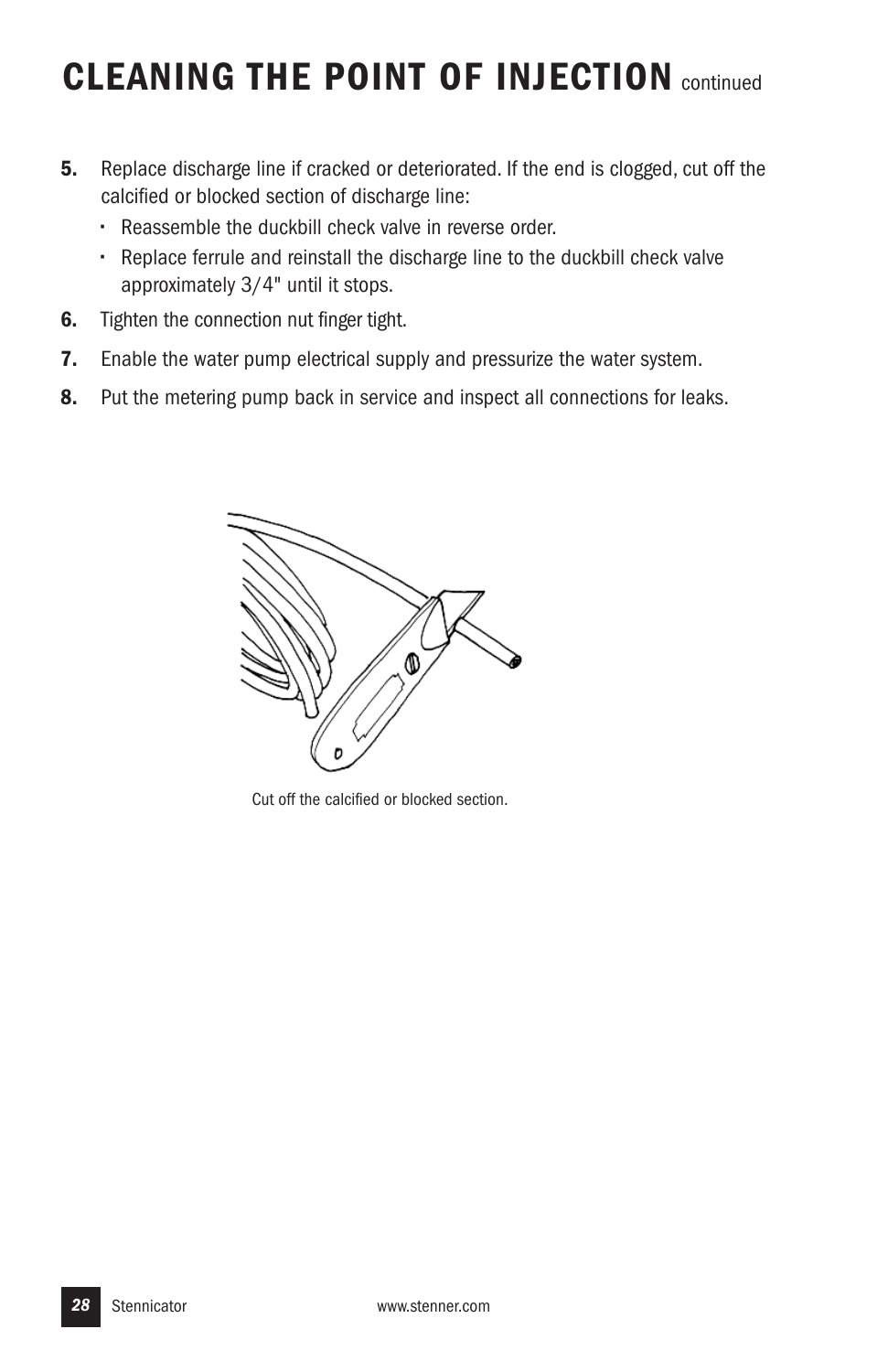# CLEANING THE POINT OF INJECTION continued

5. Replace discharge line if cracked or deteriorated. If the end is clogged, cut off the calcified or blocked section of discharge line:
   - Reassemble the duckbill check valve in reverse order.
   - Replace ferrule and reinstall the discharge line to the duckbill check valve approximately 3/4" until it stops.
6. Tighten the connection nut finger tight.
7. Enable the water pump electrical supply and pressurize the water system.
8. Put the metering pump back in service and inspect all connections for leaks.

Cut off the calcified or blocked section.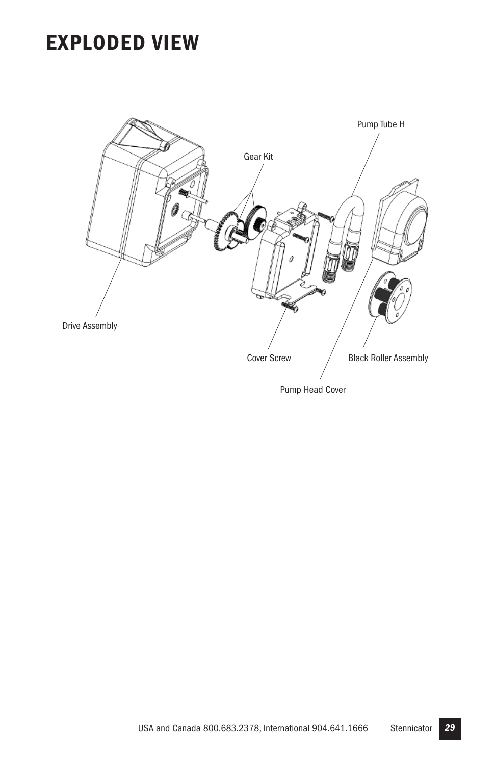# EXPLODED VIEW

Pump Tube H

Gear Kit

Drive Assembly

Cover Screw

Black Roller Assembly

Pump Head Cover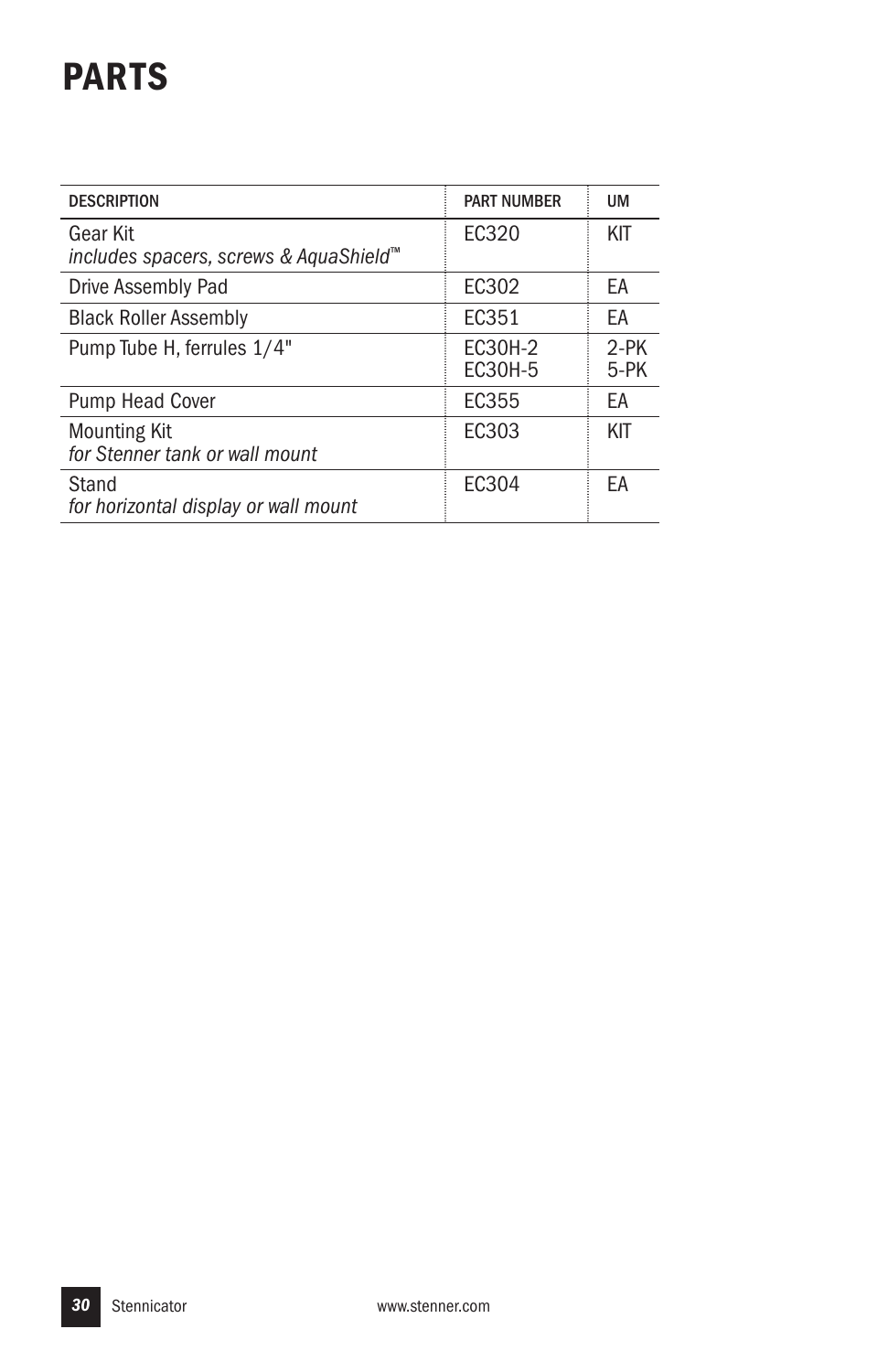# PARTS

| DESCRIPTION | PART NUMBER | UM |
|---|---|---|
| Gear Kit<br>*includes spacers, screws & AquaShield™* | EC320 | KIT |
| Drive Assembly Pad | EC302 | EA |
| Black Roller Assembly | EC351 | EA |
| Pump Tube H, ferrules 1/4" | EC30H-2<br>EC30H-5 | 2-PK<br>5-PK |
| Pump Head Cover | EC355 | EA |
| Mounting Kit<br>*for Stenner tank or wall mount* | EC303 | KIT |
| Stand<br>*for horizontal display or wall mount* | EC304 | EA |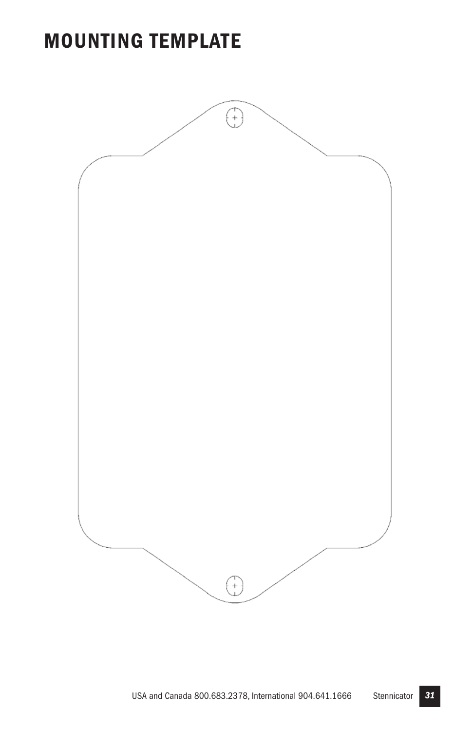# MOUNTING TEMPLATE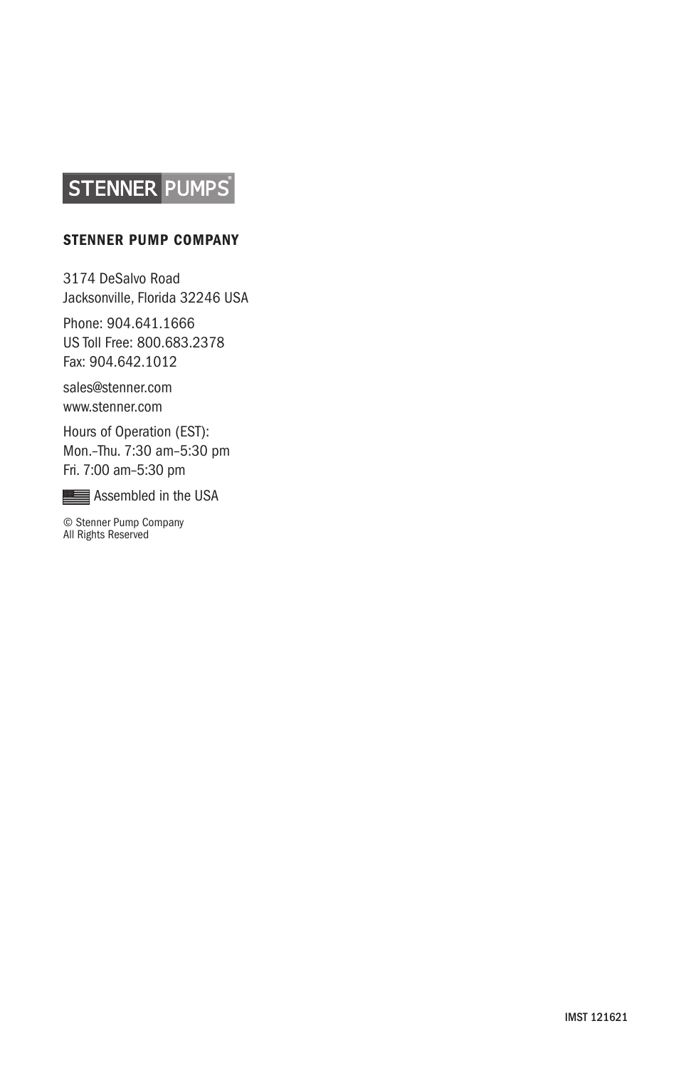STENNER PUMPS®

**STENNER PUMP COMPANY**

3174 DeSalvo Road
Jacksonville, Florida 32246 USA

Phone: 904.641.1666
US Toll Free: 800.683.2378
Fax: 904.642.1012

sales@stenner.com
www.stenner.com

Hours of Operation (EST):
Mon.–Thu. 7:30 am–5:30 pm
Fri. 7:00 am–5:30 pm

Assembled in the USA

© Stenner Pump Company
All Rights Reserved

IMST 121621